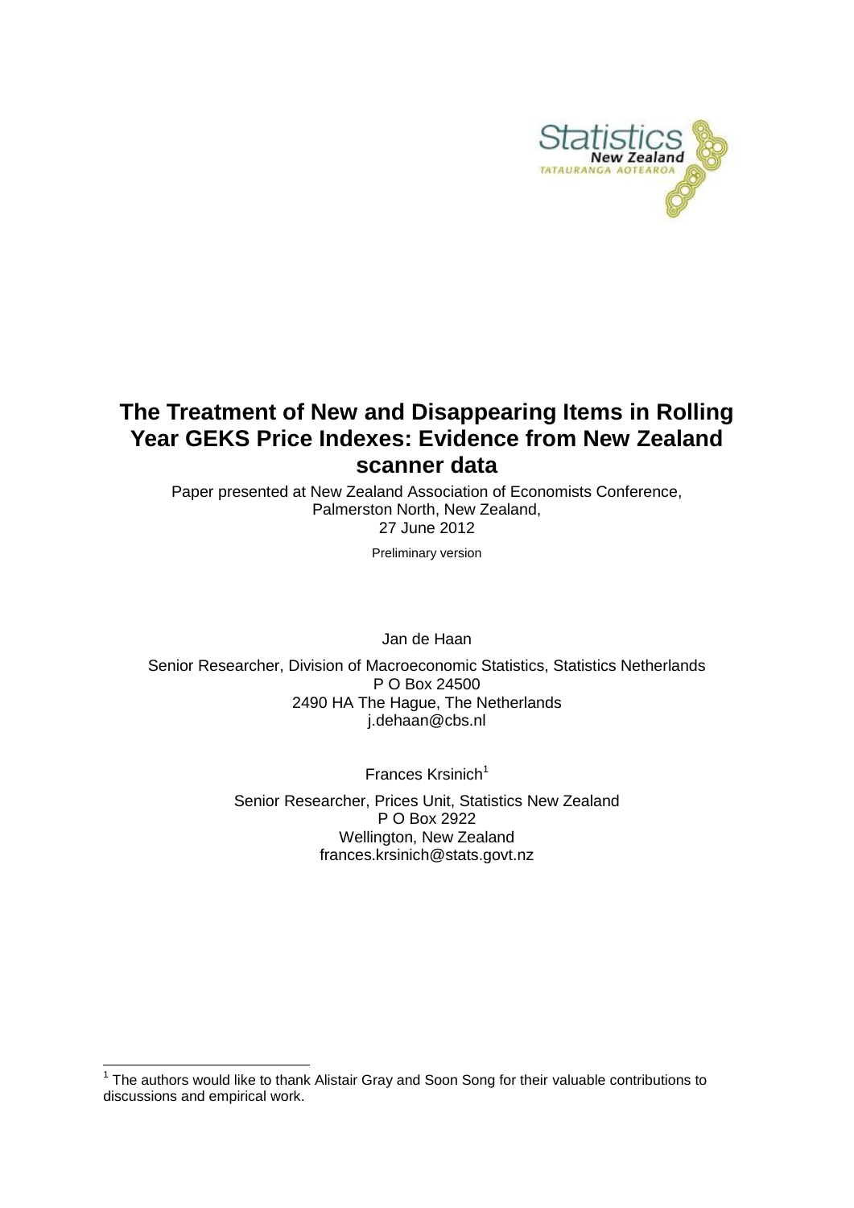# The Treatment of New and Disappearing Items in Rolling Year GEKS Price Indexes: Evidence from New Zealand scanner data

Paper presented at New Zealand Association of Economists Conference, Palmerston North, New Zealand, 27 June 2012

Preliminary version

Jan de Haan

Senior Researcher, Division of Macroeconomic Statistics, Statistics Netherlands
P O Box 24500
2490 HA The Hague, The Netherlands
j.dehaan@cbs.nl

Frances Krsinich[1]

Senior Researcher, Prices Unit, Statistics New Zealand
P O Box 2922
Wellington, New Zealand
frances.krsinich@stats.govt.nz

[1] The authors would like to thank Alistair Gray and Soon Song for their valuable contributions to discussions and empirical work.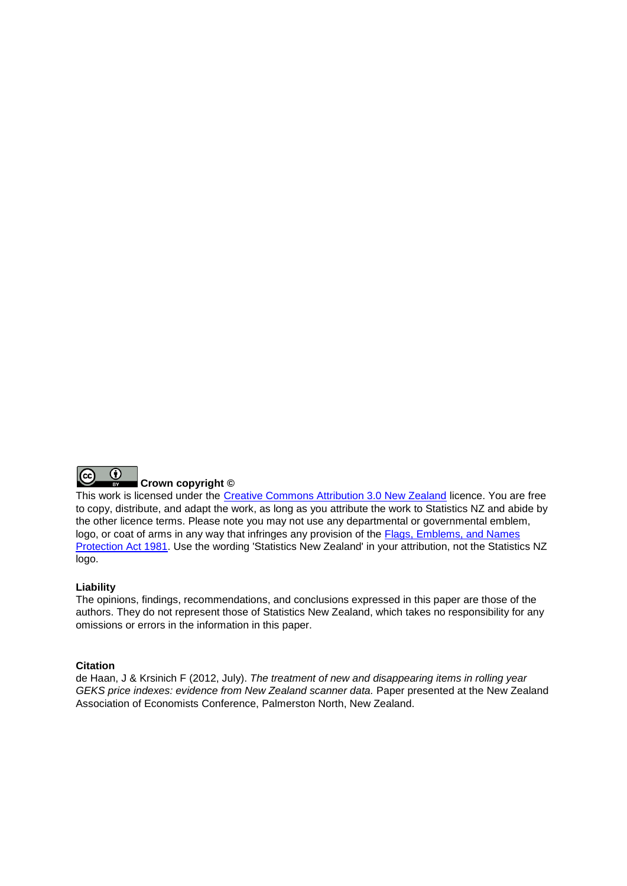**Crown copyright ©**

This work is licensed under the Creative Commons Attribution 3.0 New Zealand licence. You are free to copy, distribute, and adapt the work, as long as you attribute the work to Statistics NZ and abide by the other licence terms. Please note you may not use any departmental or governmental emblem, logo, or coat of arms in any way that infringes any provision of the Flags, Emblems, and Names Protection Act 1981. Use the wording 'Statistics New Zealand' in your attribution, not the Statistics NZ logo.

**Liability**

The opinions, findings, recommendations, and conclusions expressed in this paper are those of the authors. They do not represent those of Statistics New Zealand, which takes no responsibility for any omissions or errors in the information in this paper.

**Citation**

de Haan, J & Krsinich F (2012, July). *The treatment of new and disappearing items in rolling year GEKS price indexes: evidence from New Zealand scanner data.* Paper presented at the New Zealand Association of Economists Conference, Palmerston North, New Zealand.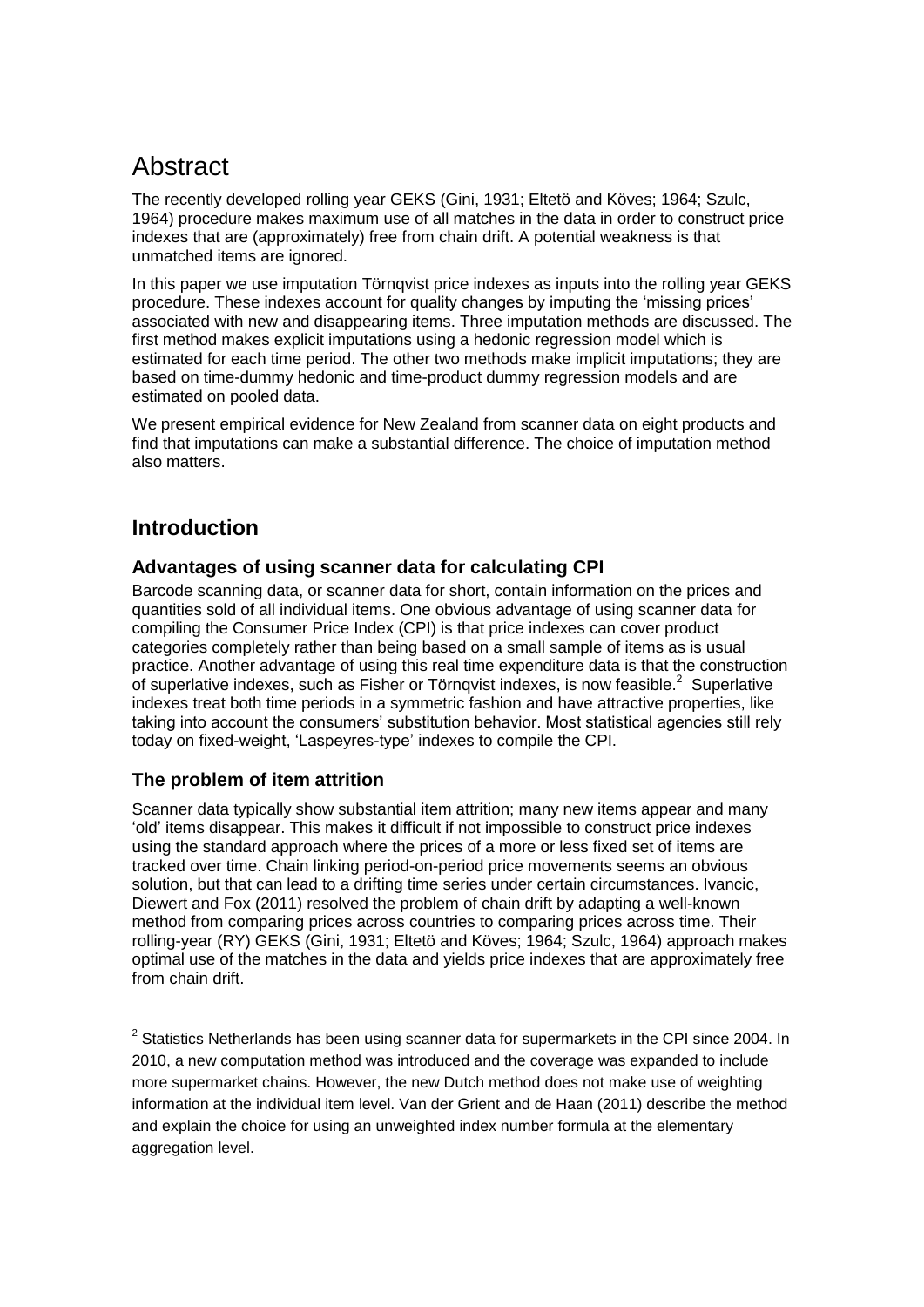# Abstract

The recently developed rolling year GEKS (Gini, 1931; Eltetö and Köves; 1964; Szulc, 1964) procedure makes maximum use of all matches in the data in order to construct price indexes that are (approximately) free from chain drift. A potential weakness is that unmatched items are ignored.

In this paper we use imputation Törnqvist price indexes as inputs into the rolling year GEKS procedure. These indexes account for quality changes by imputing the 'missing prices' associated with new and disappearing items. Three imputation methods are discussed. The first method makes explicit imputations using a hedonic regression model which is estimated for each time period. The other two methods make implicit imputations; they are based on time-dummy hedonic and time-product dummy regression models and are estimated on pooled data.

We present empirical evidence for New Zealand from scanner data on eight products and find that imputations can make a substantial difference. The choice of imputation method also matters.

## Introduction

### Advantages of using scanner data for calculating CPI

Barcode scanning data, or scanner data for short, contain information on the prices and quantities sold of all individual items. One obvious advantage of using scanner data for compiling the Consumer Price Index (CPI) is that price indexes can cover product categories completely rather than being based on a small sample of items as is usual practice. Another advantage of using this real time expenditure data is that the construction of superlative indexes, such as Fisher or Törnqvist indexes, is now feasible.[2] Superlative indexes treat both time periods in a symmetric fashion and have attractive properties, like taking into account the consumers' substitution behavior. Most statistical agencies still rely today on fixed-weight, 'Laspeyres-type' indexes to compile the CPI.

### The problem of item attrition

Scanner data typically show substantial item attrition; many new items appear and many 'old' items disappear. This makes it difficult if not impossible to construct price indexes using the standard approach where the prices of a more or less fixed set of items are tracked over time. Chain linking period-on-period price movements seems an obvious solution, but that can lead to a drifting time series under certain circumstances. Ivancic, Diewert and Fox (2011) resolved the problem of chain drift by adapting a well-known method from comparing prices across countries to comparing prices across time. Their rolling-year (RY) GEKS (Gini, 1931; Eltetö and Köves; 1964; Szulc, 1964) approach makes optimal use of the matches in the data and yields price indexes that are approximately free from chain drift.

[2] Statistics Netherlands has been using scanner data for supermarkets in the CPI since 2004. In 2010, a new computation method was introduced and the coverage was expanded to include more supermarket chains. However, the new Dutch method does not make use of weighting information at the individual item level. Van der Grient and de Haan (2011) describe the method and explain the choice for using an unweighted index number formula at the elementary aggregation level.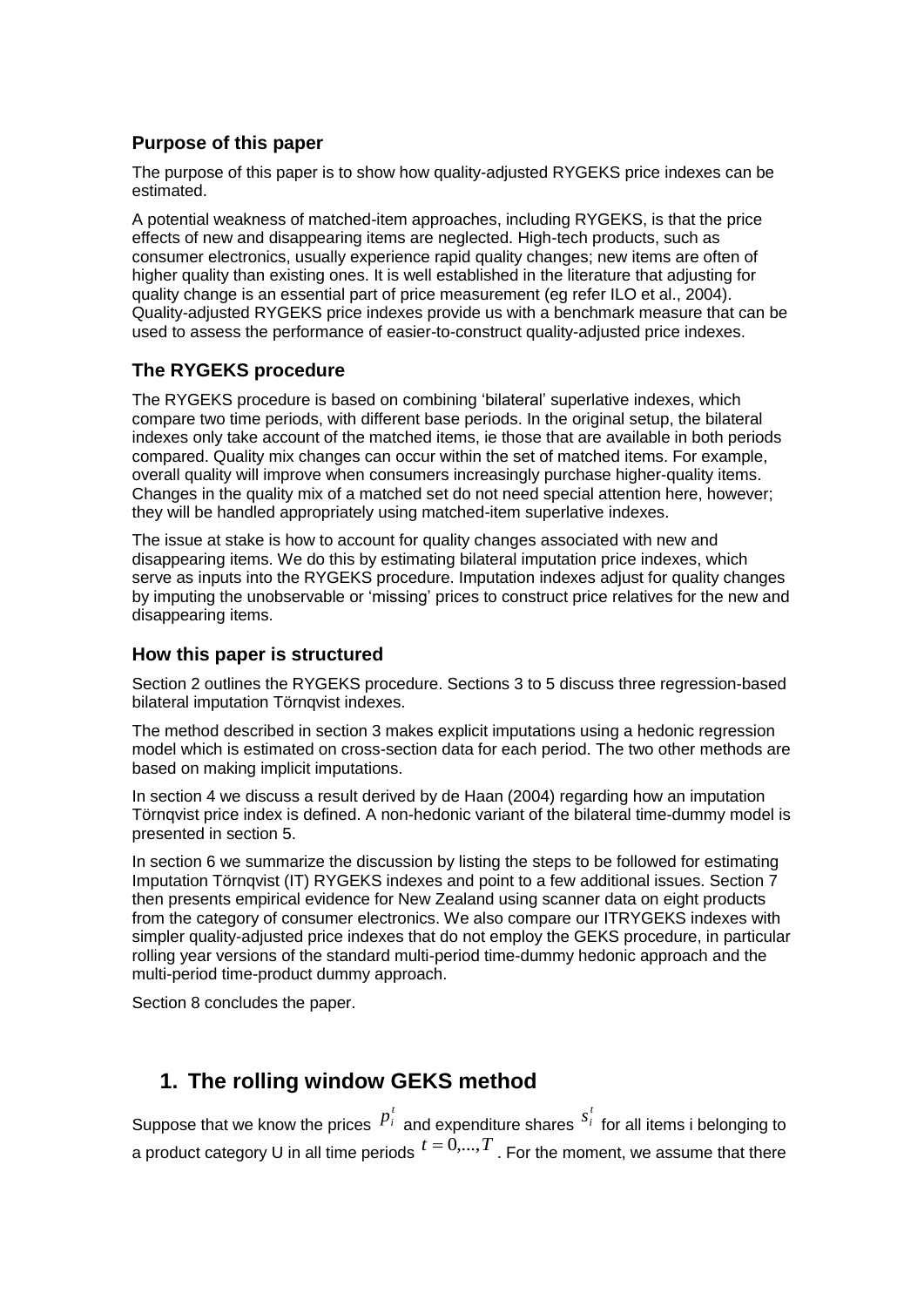### Purpose of this paper

The purpose of this paper is to show how quality-adjusted RYGEKS price indexes can be estimated.

A potential weakness of matched-item approaches, including RYGEKS, is that the price effects of new and disappearing items are neglected. High-tech products, such as consumer electronics, usually experience rapid quality changes; new items are often of higher quality than existing ones. It is well established in the literature that adjusting for quality change is an essential part of price measurement (eg refer ILO et al., 2004). Quality-adjusted RYGEKS price indexes provide us with a benchmark measure that can be used to assess the performance of easier-to-construct quality-adjusted price indexes.

### The RYGEKS procedure

The RYGEKS procedure is based on combining 'bilateral' superlative indexes, which compare two time periods, with different base periods. In the original setup, the bilateral indexes only take account of the matched items, ie those that are available in both periods compared. Quality mix changes can occur within the set of matched items. For example, overall quality will improve when consumers increasingly purchase higher-quality items. Changes in the quality mix of a matched set do not need special attention here, however; they will be handled appropriately using matched-item superlative indexes.

The issue at stake is how to account for quality changes associated with new and disappearing items. We do this by estimating bilateral imputation price indexes, which serve as inputs into the RYGEKS procedure. Imputation indexes adjust for quality changes by imputing the unobservable or 'missing' prices to construct price relatives for the new and disappearing items.

### How this paper is structured

Section 2 outlines the RYGEKS procedure. Sections 3 to 5 discuss three regression-based bilateral imputation Törnqvist indexes.

The method described in section 3 makes explicit imputations using a hedonic regression model which is estimated on cross-section data for each period. The two other methods are based on making implicit imputations.

In section 4 we discuss a result derived by de Haan (2004) regarding how an imputation Törnqvist price index is defined. A non-hedonic variant of the bilateral time-dummy model is presented in section 5.

In section 6 we summarize the discussion by listing the steps to be followed for estimating Imputation Törnqvist (IT) RYGEKS indexes and point to a few additional issues. Section 7 then presents empirical evidence for New Zealand using scanner data on eight products from the category of consumer electronics. We also compare our ITRYGEKS indexes with simpler quality-adjusted price indexes that do not employ the GEKS procedure, in particular rolling year versions of the standard multi-period time-dummy hedonic approach and the multi-period time-product dummy approach.

Section 8 concludes the paper.

## 1. The rolling window GEKS method

Suppose that we know the prices $p_i^t$ and expenditure shares $s_i^t$ for all items i belonging to a product category U in all time periods $t = 0,...,T$. For the moment, we assume that there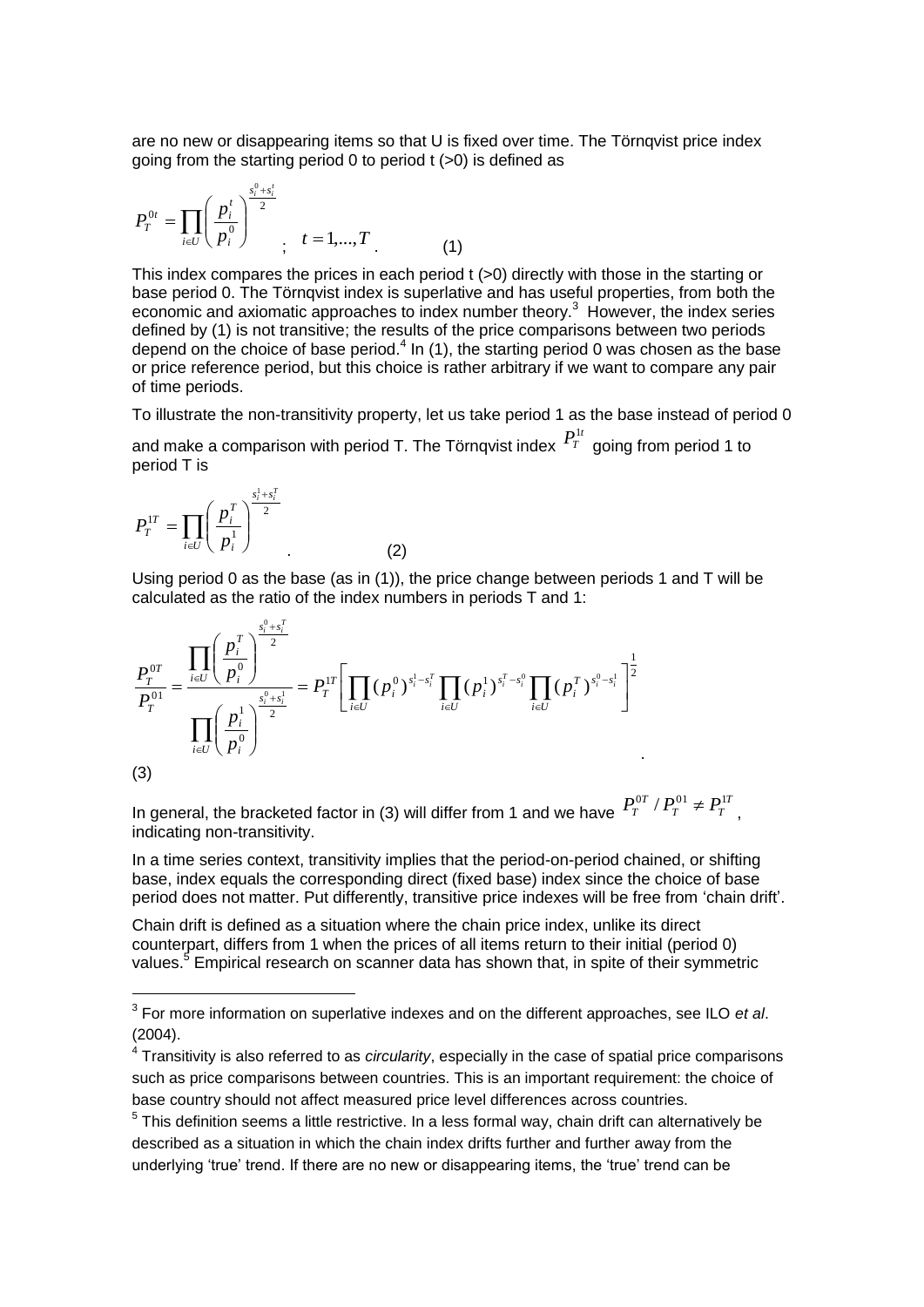are no new or disappearing items so that U is fixed over time. The Törnqvist price index going from the starting period 0 to period t (>0) is defined as

$$P_T^{0t} = \prod_{i \in U} \left( \frac{p_i^t}{p_i^0} \right)^{\frac{s_i^0 + s_i^t}{2}} ; \quad t = 1, ..., T . \qquad (1)$$

This index compares the prices in each period t (>0) directly with those in the starting or base period 0. The Törnqvist index is superlative and has useful properties, from both the economic and axiomatic approaches to index number theory.[3] However, the index series defined by (1) is not transitive; the results of the price comparisons between two periods depend on the choice of base period.[4] In (1), the starting period 0 was chosen as the base or price reference period, but this choice is rather arbitrary if we want to compare any pair of time periods.

To illustrate the non-transitivity property, let us take period 1 as the base instead of period 0 and make a comparison with period T. The Törnqvist index $P_T^{1t}$ going from period 1 to period T is

$$P_T^{1T} = \prod_{i \in U} \left( \frac{p_i^T}{p_i^1} \right)^{\frac{s_i^1 + s_i^T}{2}} . \qquad (2)$$

Using period 0 as the base (as in (1)), the price change between periods 1 and T will be calculated as the ratio of the index numbers in periods T and 1:

$$\frac{P_T^{0T}}{P_T^{01}} = \frac{\prod_{i \in U} \left( \frac{p_i^T}{p_i^0} \right)^{\frac{s_i^0 + s_i^T}{2}}}{\prod_{i \in U} \left( \frac{p_i^1}{p_i^0} \right)^{\frac{s_i^0 + s_i^1}{2}}} = P_T^{1T} \left[ \prod_{i \in U} (p_i^0)^{s_i^1 - s_i^T} \prod_{i \in U} (p_i^1)^{s_i^T - s_i^0} \prod_{i \in U} (p_i^T)^{s_i^0 - s_i^1} \right]^{\frac{1}{2}} . \qquad (3)$$

In general, the bracketed factor in (3) will differ from 1 and we have $P_T^{0T} / P_T^{01} \neq P_T^{1T}$, indicating non-transitivity.

In a time series context, transitivity implies that the period-on-period chained, or shifting base, index equals the corresponding direct (fixed base) index since the choice of base period does not matter. Put differently, transitive price indexes will be free from 'chain drift'.

Chain drift is defined as a situation where the chain price index, unlike its direct counterpart, differs from 1 when the prices of all items return to their initial (period 0) values.[5] Empirical research on scanner data has shown that, in spite of their symmetric

---

[3] For more information on superlative indexes and on the different approaches, see ILO *et al*. (2004).

[4] Transitivity is also referred to as *circularity*, especially in the case of spatial price comparisons such as price comparisons between countries. This is an important requirement: the choice of base country should not affect measured price level differences across countries.

[5] This definition seems a little restrictive. In a less formal way, chain drift can alternatively be described as a situation in which the chain index drifts further and further away from the underlying 'true' trend. If there are no new or disappearing items, the 'true' trend can be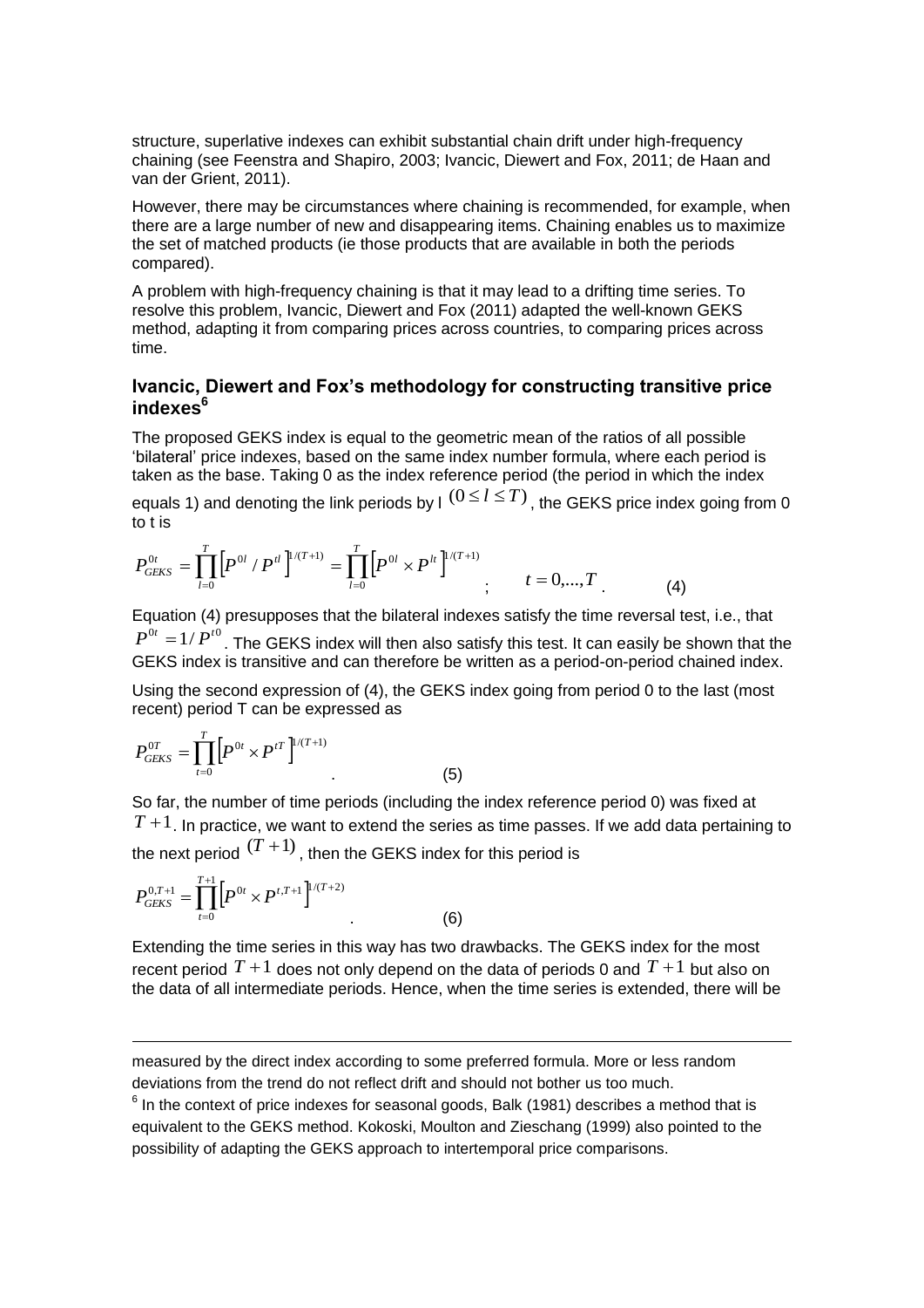structure, superlative indexes can exhibit substantial chain drift under high-frequency chaining (see Feenstra and Shapiro, 2003; Ivancic, Diewert and Fox, 2011; de Haan and van der Grient, 2011).

However, there may be circumstances where chaining is recommended, for example, when there are a large number of new and disappearing items. Chaining enables us to maximize the set of matched products (ie those products that are available in both the periods compared).

A problem with high-frequency chaining is that it may lead to a drifting time series. To resolve this problem, Ivancic, Diewert and Fox (2011) adapted the well-known GEKS method, adapting it from comparing prices across countries, to comparing prices across time.

### Ivancic, Diewert and Fox's methodology for constructing transitive price indexes[6]

The proposed GEKS index is equal to the geometric mean of the ratios of all possible 'bilateral' price indexes, based on the same index number formula, where each period is taken as the base. Taking 0 as the index reference period (the period in which the index equals 1) and denoting the link periods by l $(0 \le l \le T)$, the GEKS price index going from 0 to t is

$$P_{GEKS}^{0t} = \prod_{l=0}^{T} \left[ P^{0l} / P^{tl} \right]^{1/(T+1)} = \prod_{l=0}^{T} \left[ P^{0l} \times P^{lt} \right]^{1/(T+1)} ; \qquad t = 0,...,T . \qquad (4)$$

Equation (4) presupposes that the bilateral indexes satisfy the time reversal test, i.e., that $P^{0t} = 1/P^{t0}$. The GEKS index will then also satisfy this test. It can easily be shown that the GEKS index is transitive and can therefore be written as a period-on-period chained index.

Using the second expression of (4), the GEKS index going from period 0 to the last (most recent) period T can be expressed as

$$P_{GEKS}^{0T} = \prod_{t=0}^{T} \left[ P^{0t} \times P^{tT} \right]^{1/(T+1)} . \qquad (5)$$

So far, the number of time periods (including the index reference period 0) was fixed at $T+1$. In practice, we want to extend the series as time passes. If we add data pertaining to the next period $(T+1)$, then the GEKS index for this period is

$$P_{GEKS}^{0,T+1} = \prod_{t=0}^{T+1} \left[ P^{0t} \times P^{t,T+1} \right]^{1/(T+2)} . \qquad (6)$$

Extending the time series in this way has two drawbacks. The GEKS index for the most recent period $T+1$ does not only depend on the data of periods 0 and $T+1$ but also on the data of all intermediate periods. Hence, when the time series is extended, there will be

---

measured by the direct index according to some preferred formula. More or less random deviations from the trend do not reflect drift and should not bother us too much.

[6] In the context of price indexes for seasonal goods, Balk (1981) describes a method that is equivalent to the GEKS method. Kokoski, Moulton and Zieschang (1999) also pointed to the possibility of adapting the GEKS approach to intertemporal price comparisons.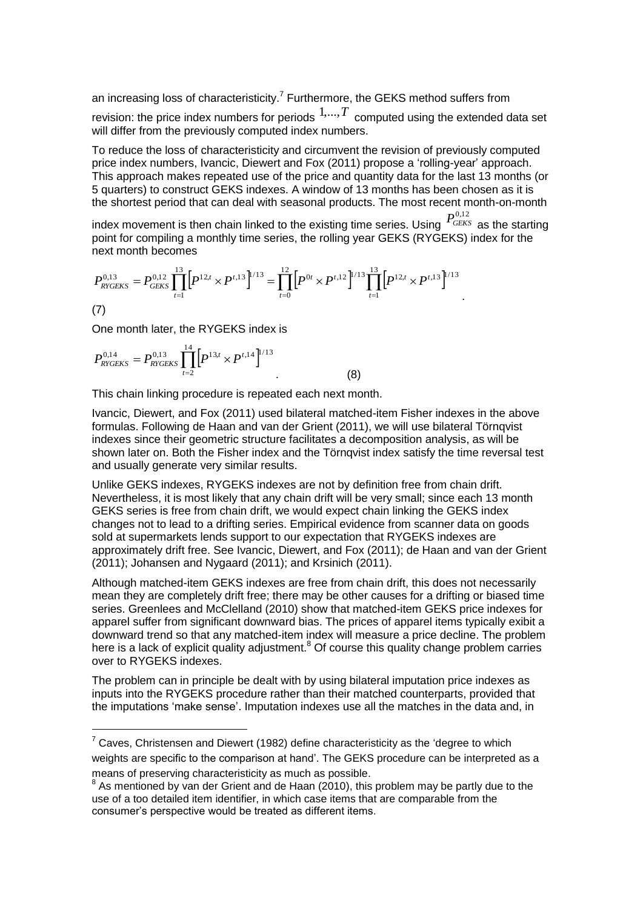an increasing loss of characteristicity.[7] Furthermore, the GEKS method suffers from revision: the price index numbers for periods $1,...,T$ computed using the extended data set will differ from the previously computed index numbers.

To reduce the loss of characteristicity and circumvent the revision of previously computed price index numbers, Ivancic, Diewert and Fox (2011) propose a 'rolling-year' approach. This approach makes repeated use of the price and quantity data for the last 13 months (or 5 quarters) to construct GEKS indexes. A window of 13 months has been chosen as it is the shortest period that can deal with seasonal products. The most recent month-on-month index movement is then chain linked to the existing time series. Using $P_{GEKS}^{0,12}$ as the starting point for compiling a monthly time series, the rolling year GEKS (RYGEKS) index for the next month becomes

$$P_{RYGEKS}^{0,13} = P_{GEKS}^{0,12} \prod_{t=1}^{13} \left[ P^{12,t} \times P^{t,13} \right]^{1/13} = \prod_{t=0}^{12} \left[ P^{0t} \times P^{t,12} \right]^{1/13} \prod_{t=1}^{13} \left[ P^{12,t} \times P^{t,13} \right]^{1/13} . \quad (7)$$

One month later, the RYGEKS index is

$$P_{RYGEKS}^{0,14} = P_{RYGEKS}^{0,13} \prod_{t=2}^{14} \left[ P^{13,t} \times P^{t,14} \right]^{1/13} . \quad (8)$$

This chain linking procedure is repeated each next month.

Ivancic, Diewert, and Fox (2011) used bilateral matched-item Fisher indexes in the above formulas. Following de Haan and van der Grient (2011), we will use bilateral Törnqvist indexes since their geometric structure facilitates a decomposition analysis, as will be shown later on. Both the Fisher index and the Törnqvist index satisfy the time reversal test and usually generate very similar results.

Unlike GEKS indexes, RYGEKS indexes are not by definition free from chain drift. Nevertheless, it is most likely that any chain drift will be very small; since each 13 month GEKS series is free from chain drift, we would expect chain linking the GEKS index changes not to lead to a drifting series. Empirical evidence from scanner data on goods sold at supermarkets lends support to our expectation that RYGEKS indexes are approximately drift free. See Ivancic, Diewert, and Fox (2011); de Haan and van der Grient (2011); Johansen and Nygaard (2011); and Krsinich (2011).

Although matched-item GEKS indexes are free from chain drift, this does not necessarily mean they are completely drift free; there may be other causes for a drifting or biased time series. Greenlees and McClelland (2010) show that matched-item GEKS price indexes for apparel suffer from significant downward bias. The prices of apparel items typically exibit a downward trend so that any matched-item index will measure a price decline. The problem here is a lack of explicit quality adjustment.[8] Of course this quality change problem carries over to RYGEKS indexes.

The problem can in principle be dealt with by using bilateral imputation price indexes as inputs into the RYGEKS procedure rather than their matched counterparts, provided that the imputations 'make sense'. Imputation indexes use all the matches in the data and, in

[7] Caves, Christensen and Diewert (1982) define characteristicity as the 'degree to which weights are specific to the comparison at hand'. The GEKS procedure can be interpreted as a means of preserving characteristicity as much as possible.

[8] As mentioned by van der Grient and de Haan (2010), this problem may be partly due to the use of a too detailed item identifier, in which case items that are comparable from the consumer's perspective would be treated as different items.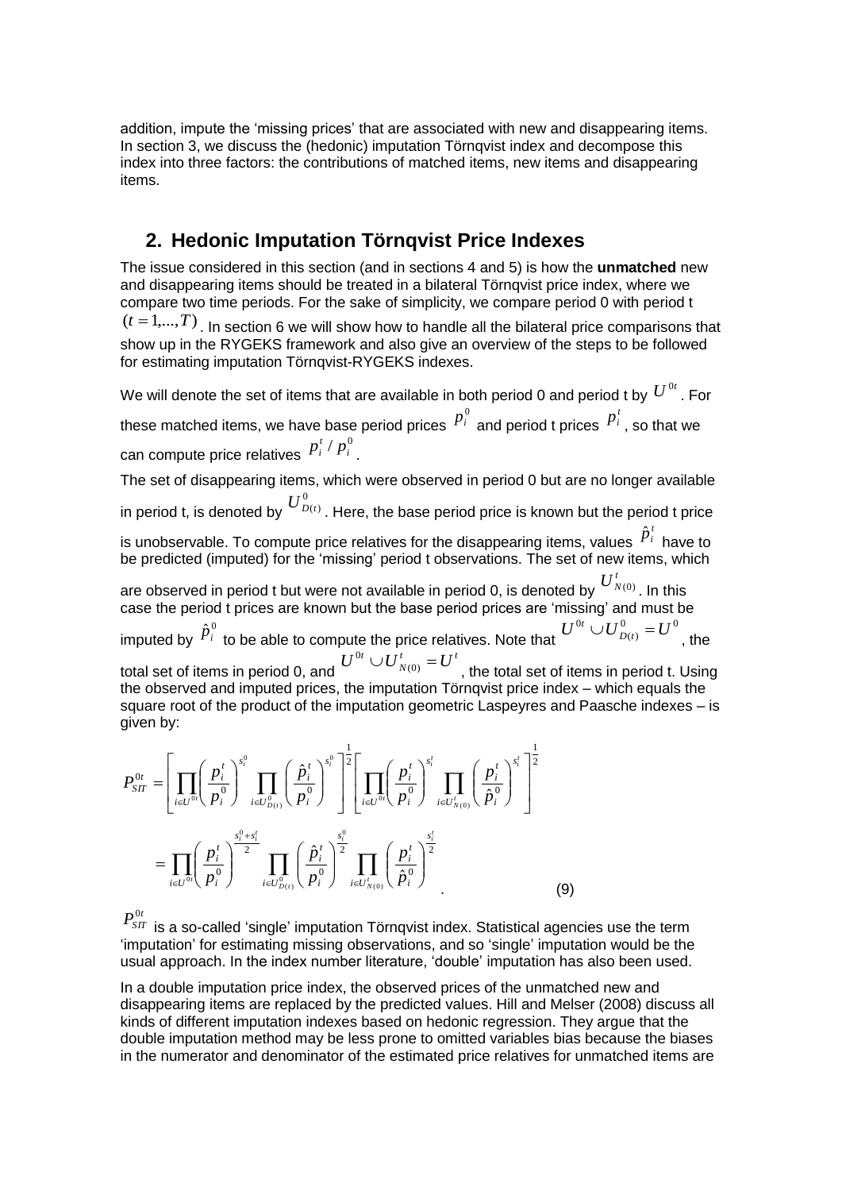addition, impute the 'missing prices' that are associated with new and disappearing items. In section 3, we discuss the (hedonic) imputation Törnqvist index and decompose this index into three factors: the contributions of matched items, new items and disappearing items.

## 2. Hedonic Imputation Törnqvist Price Indexes

The issue considered in this section (and in sections 4 and 5) is how the **unmatched** new and disappearing items should be treated in a bilateral Törnqvist price index, where we compare two time periods. For the sake of simplicity, we compare period 0 with period t $(t = 1,...,T)$. In section 6 we will show how to handle all the bilateral price comparisons that show up in the RYGEKS framework and also give an overview of the steps to be followed for estimating imputation Törnqvist-RYGEKS indexes.

We will denote the set of items that are available in both period 0 and period t by $U^{0t}$. For these matched items, we have base period prices $p_i^0$ and period t prices $p_i^t$, so that we can compute price relatives $p_i^t / p_i^0$.

The set of disappearing items, which were observed in period 0 but are no longer available in period t, is denoted by $U_{D(t)}^0$. Here, the base period price is known but the period t price is unobservable. To compute price relatives for the disappearing items, values $\hat{p}_i^t$ have to be predicted (imputed) for the 'missing' period t observations. The set of new items, which are observed in period t but were not available in period 0, is denoted by $U_{N(0)}^t$. In this case the period t prices are known but the base period prices are 'missing' and must be imputed by $\hat{p}_i^0$ to be able to compute the price relatives. Note that $U^{0t} \cup U_{D(t)}^0 = U^0$, the total set of items in period 0, and $U^{0t} \cup U_{N(0)}^t = U^t$, the total set of items in period t. Using the observed and imputed prices, the imputation Törnqvist price index – which equals the square root of the product of the imputation geometric Laspeyres and Paasche indexes – is given by:

$$P_{SIT}^{0t} = \left[ \prod_{i \in U^{0t}} \left( \frac{p_i^t}{p_i^0} \right)^{s_i^0} \prod_{i \in U_{D(t)}^0} \left( \frac{\hat{p}_i^t}{p_i^0} \right)^{s_i^0} \right]^{\frac{1}{2}} \left[ \prod_{i \in U^{0t}} \left( \frac{p_i^t}{p_i^0} \right)^{s_i^t} \prod_{i \in U_{N(0)}^t} \left( \frac{p_i^t}{\hat{p}_i^0} \right)^{s_i^t} \right]^{\frac{1}{2}}$$

$$= \prod_{i \in U^{0t}} \left( \frac{p_i^t}{p_i^0} \right)^{\frac{s_i^0 + s_i^t}{2}} \prod_{i \in U_{D(t)}^0} \left( \frac{\hat{p}_i^t}{p_i^0} \right)^{\frac{s_i^0}{2}} \prod_{i \in U_{N(0)}^t} \left( \frac{p_i^t}{\hat{p}_i^0} \right)^{\frac{s_i^t}{2}} . \quad (9)$$

$P_{SIT}^{0t}$ is a so-called 'single' imputation Törnqvist index. Statistical agencies use the term 'imputation' for estimating missing observations, and so 'single' imputation would be the usual approach. In the index number literature, 'double' imputation has also been used.

In a double imputation price index, the observed prices of the unmatched new and disappearing items are replaced by the predicted values. Hill and Melser (2008) discuss all kinds of different imputation indexes based on hedonic regression. They argue that the double imputation method may be less prone to omitted variables bias because the biases in the numerator and denominator of the estimated price relatives for unmatched items are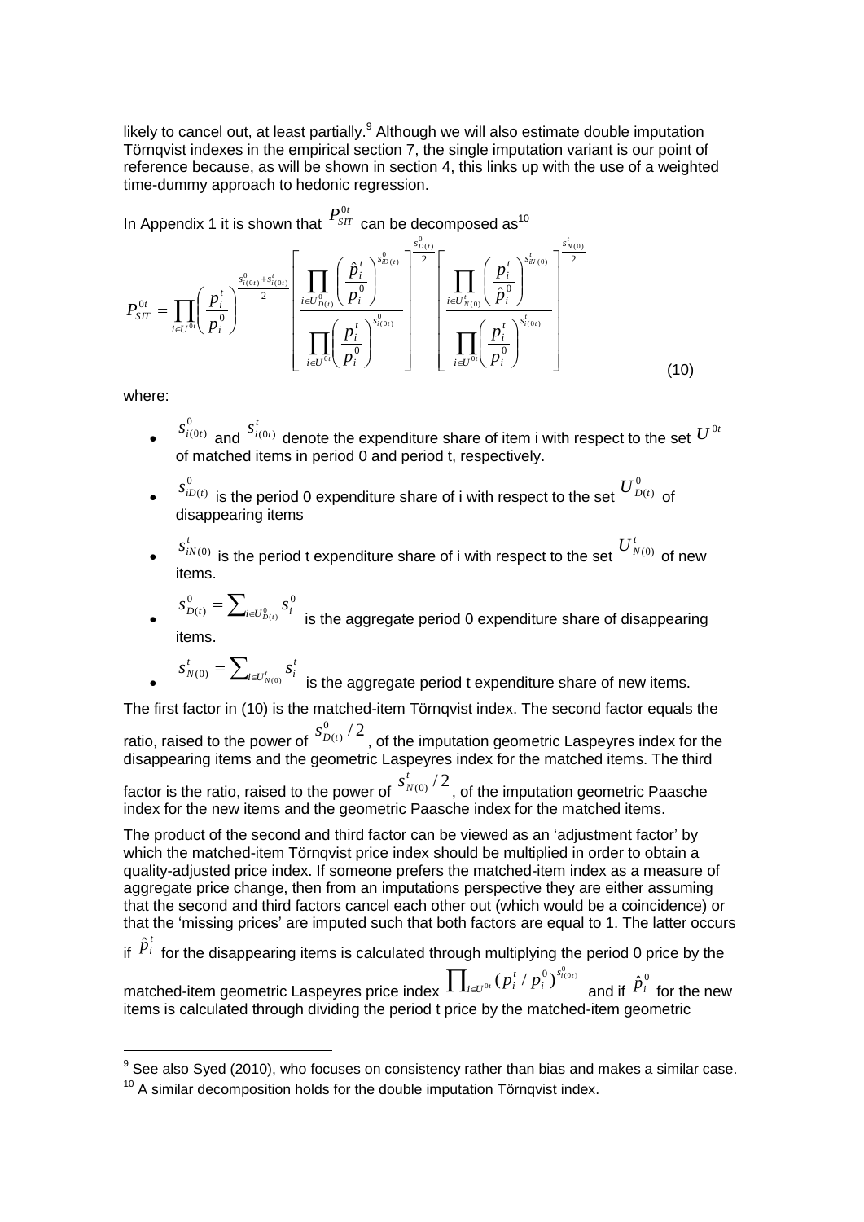likely to cancel out, at least partially.[9] Although we will also estimate double imputation Törnqvist indexes in the empirical section 7, the single imputation variant is our point of reference because, as will be shown in section 4, this links up with the use of a weighted time-dummy approach to hedonic regression.

In Appendix 1 it is shown that $P_{SIT}^{0t}$ can be decomposed as[10]

$$P_{SIT}^{0t} = \prod_{i \in U^{0t}} \left( \frac{p_i^t}{p_i^0} \right)^{\frac{s_{i(0t)}^0 + s_{i(0t)}^t}{2}} \left[ \frac{\prod_{i \in U_{D(t)}^0} \left( \frac{\hat{p}_i^t}{p_i^0} \right)^{s_{iD(t)}^0}}{\prod_{i \in U^{0t}} \left( \frac{p_i^t}{p_i^0} \right)^{s_{i(0t)}^0}} \right]^{\frac{s_{D(t)}^0}{2}} \left[ \frac{\prod_{i \in U_{N(0)}^t} \left( \frac{p_i^t}{\hat{p}_i^0} \right)^{s_{iN(0)}^t}}{\prod_{i \in U^{0t}} \left( \frac{p_i^t}{p_i^0} \right)^{s_{i(0t)}^t}} \right]^{\frac{s_{N(0)}^t}{2}} \quad (10)$$

where:

- $s_{i(0t)}^0$ and $s_{i(0t)}^t$ denote the expenditure share of item i with respect to the set $U^{0t}$ of matched items in period 0 and period t, respectively.
- $s_{iD(t)}^0$ is the period 0 expenditure share of i with respect to the set $U_{D(t)}^0$ of disappearing items
- $s_{iN(0)}^t$ is the period t expenditure share of i with respect to the set $U_{N(0)}^t$ of new items.
- $s_{D(t)}^0 = \sum_{i \in U_{D(t)}^0} s_i^0$ is the aggregate period 0 expenditure share of disappearing items.
- $s_{N(0)}^t = \sum_{i \in U_{N(0)}^t} s_i^t$ is the aggregate period t expenditure share of new items.

The first factor in (10) is the matched-item Törnqvist index. The second factor equals the ratio, raised to the power of $s_{D(t)}^0 / 2$, of the imputation geometric Laspeyres index for the disappearing items and the geometric Laspeyres index for the matched items. The third factor is the ratio, raised to the power of $s_{N(0)}^t / 2$, of the imputation geometric Paasche index for the new items and the geometric Paasche index for the matched items.

The product of the second and third factor can be viewed as an 'adjustment factor' by which the matched-item Törnqvist price index should be multiplied in order to obtain a quality-adjusted price index. If someone prefers the matched-item index as a measure of aggregate price change, then from an imputations perspective they are either assuming that the second and third factors cancel each other out (which would be a coincidence) or that the 'missing prices' are imputed such that both factors are equal to 1. The latter occurs if $\hat{p}_i^t$ for the disappearing items is calculated through multiplying the period 0 price by the matched-item geometric Laspeyres price index $\prod_{i \in U^{0t}} (p_i^t / p_i^0)^{s_{i(0t)}^0}$ and if $\hat{p}_i^0$ for the new items is calculated through dividing the period t price by the matched-item geometric

[9] See also Syed (2010), who focuses on consistency rather than bias and makes a similar case.

[10] A similar decomposition holds for the double imputation Törnqvist index.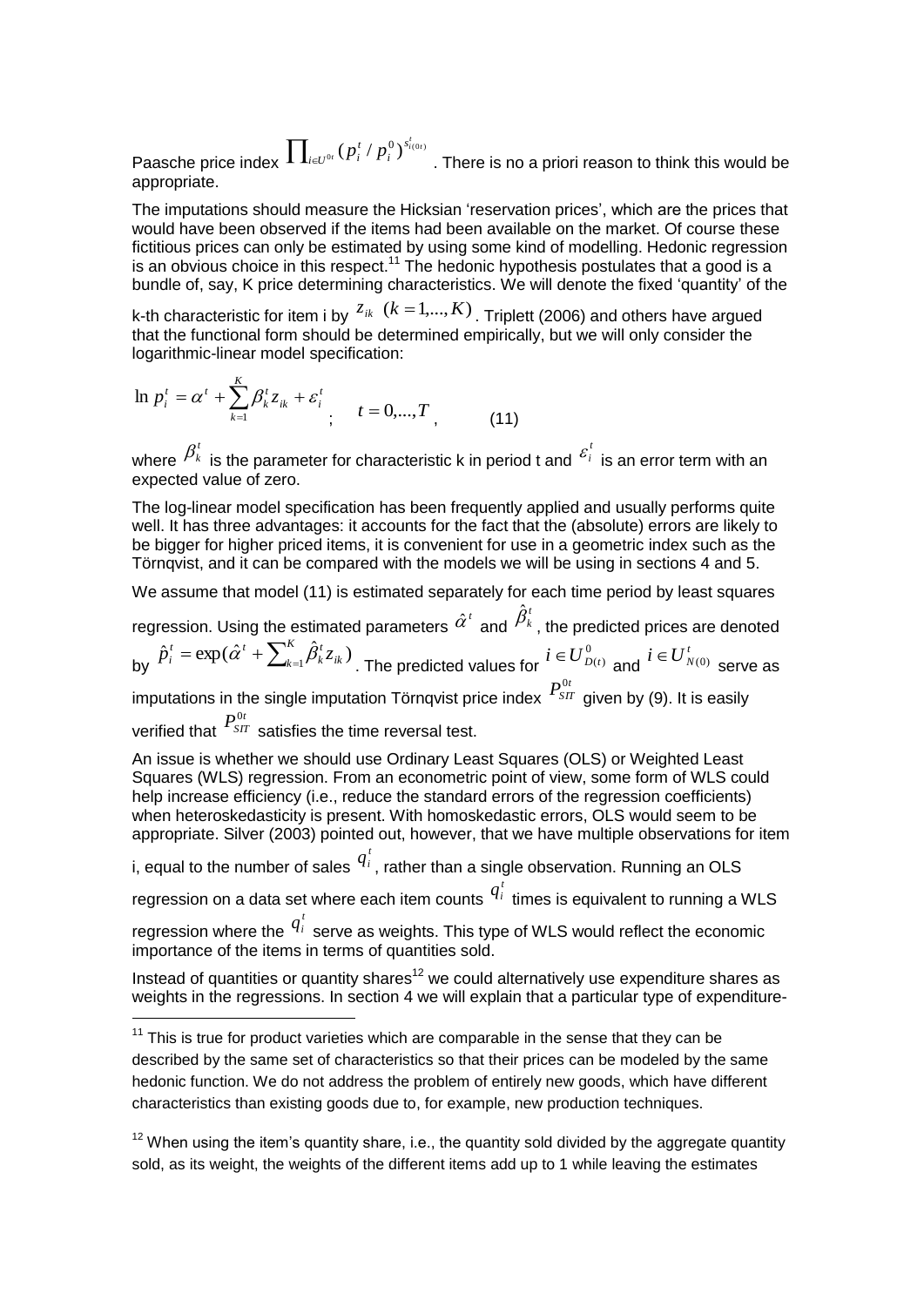Paasche price index $\prod_{i \in U^{0t}} (p_i^t / p_i^0)^{s_{i(0t)}^t}$. There is no a priori reason to think this would be appropriate.

The imputations should measure the Hicksian 'reservation prices', which are the prices that would have been observed if the items had been available on the market. Of course these fictitious prices can only be estimated by using some kind of modelling. Hedonic regression is an obvious choice in this respect.[11] The hedonic hypothesis postulates that a good is a bundle of, say, K price determining characteristics. We will denote the fixed 'quantity' of the k-th characteristic for item i by $z_{ik}$ $(k = 1,...,K)$. Triplett (2006) and others have argued that the functional form should be determined empirically, but we will only consider the logarithmic-linear model specification:

$$\ln p_i^t = \alpha^t + \sum_{k=1}^{K} \beta_k^t z_{ik} + \varepsilon_i^t \; ; \quad t = 0,...,T \, , \qquad (11)$$

where $\beta_k^t$ is the parameter for characteristic k in period t and $\varepsilon_i^t$ is an error term with an expected value of zero.

The log-linear model specification has been frequently applied and usually performs quite well. It has three advantages: it accounts for the fact that the (absolute) errors are likely to be bigger for higher priced items, it is convenient for use in a geometric index such as the Törnqvist, and it can be compared with the models we will be using in sections 4 and 5.

We assume that model (11) is estimated separately for each time period by least squares regression. Using the estimated parameters $\hat{\alpha}^t$ and $\hat{\beta}_k^t$, the predicted prices are denoted by $\hat{p}_i^t = \exp(\hat{\alpha}^t + \sum_{k=1}^{K} \hat{\beta}_k^t z_{ik})$. The predicted values for $i \in U_{D(t)}^0$ and $i \in U_{N(0)}^t$ serve as imputations in the single imputation Törnqvist price index $P_{SIT}^{0t}$ given by (9). It is easily verified that $P_{SIT}^{0t}$ satisfies the time reversal test.

An issue is whether we should use Ordinary Least Squares (OLS) or Weighted Least Squares (WLS) regression. From an econometric point of view, some form of WLS could help increase efficiency (i.e., reduce the standard errors of the regression coefficients) when heteroskedasticity is present. With homoskedastic errors, OLS would seem to be appropriate. Silver (2003) pointed out, however, that we have multiple observations for item i, equal to the number of sales $q_i^t$, rather than a single observation. Running an OLS regression on a data set where each item counts $q_i^t$ times is equivalent to running a WLS regression where the $q_i^t$ serve as weights. This type of WLS would reflect the economic importance of the items in terms of quantities sold.

Instead of quantities or quantity shares[12] we could alternatively use expenditure shares as weights in the regressions. In section 4 we will explain that a particular type of expenditure-

[11] This is true for product varieties which are comparable in the sense that they can be described by the same set of characteristics so that their prices can be modeled by the same hedonic function. We do not address the problem of entirely new goods, which have different characteristics than existing goods due to, for example, new production techniques.

[12] When using the item's quantity share, i.e., the quantity sold divided by the aggregate quantity sold, as its weight, the weights of the different items add up to 1 while leaving the estimates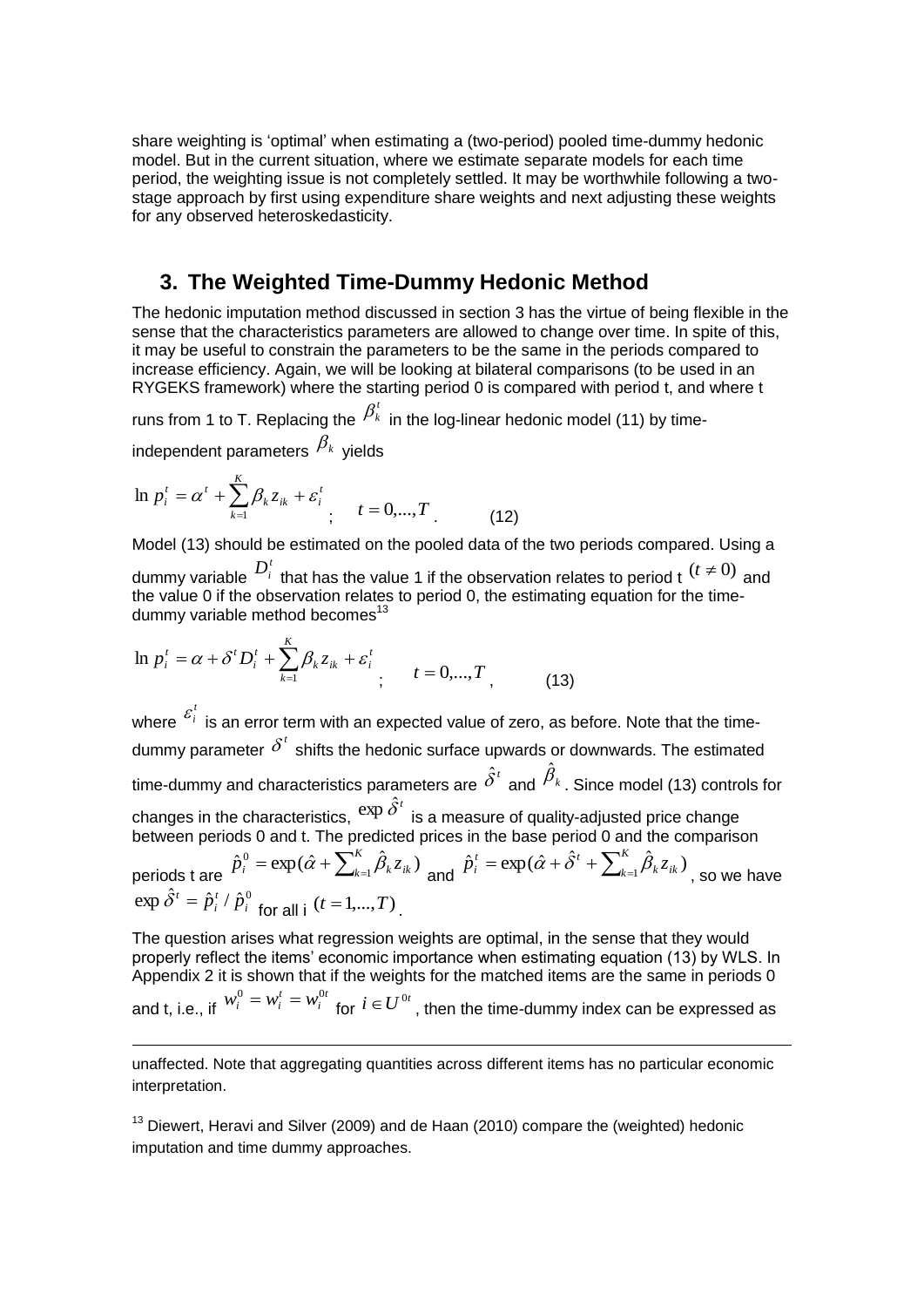share weighting is 'optimal' when estimating a (two-period) pooled time-dummy hedonic model. But in the current situation, where we estimate separate models for each time period, the weighting issue is not completely settled. It may be worthwhile following a two-stage approach by first using expenditure share weights and next adjusting these weights for any observed heteroskedasticity.

## 3. The Weighted Time-Dummy Hedonic Method

The hedonic imputation method discussed in section 3 has the virtue of being flexible in the sense that the characteristics parameters are allowed to change over time. In spite of this, it may be useful to constrain the parameters to be the same in the periods compared to increase efficiency. Again, we will be looking at bilateral comparisons (to be used in an RYGEKS framework) where the starting period 0 is compared with period t, and where t runs from 1 to T. Replacing the $\beta_k^t$ in the log-linear hedonic model (11) by time-independent parameters $\beta_k$ yields

$$\ln p_i^t = \alpha^t + \sum_{k=1}^{K} \beta_k z_{ik} + \varepsilon_i^t \quad ; \quad t = 0,...,T \quad . \tag{12}$$

Model (13) should be estimated on the pooled data of the two periods compared. Using a dummy variable $D_i^t$ that has the value 1 if the observation relates to period t $(t \neq 0)$ and the value 0 if the observation relates to period 0, the estimating equation for the time-dummy variable method becomes[13]

$$\ln p_i^t = \alpha + \delta^t D_i^t + \sum_{k=1}^{K} \beta_k z_{ik} + \varepsilon_i^t \quad ; \quad t = 0,...,T \quad , \tag{13}$$

where $\varepsilon_i^t$ is an error term with an expected value of zero, as before. Note that the time-dummy parameter $\delta^t$ shifts the hedonic surface upwards or downwards. The estimated time-dummy and characteristics parameters are $\hat{\delta}^t$ and $\hat{\beta}_k$. Since model (13) controls for changes in the characteristics, $\exp \hat{\delta}^t$ is a measure of quality-adjusted price change between periods 0 and t. The predicted prices in the base period 0 and the comparison periods t are $\hat{p}_i^0 = \exp(\hat{\alpha} + \sum_{k=1}^{K} \hat{\beta}_k z_{ik})$ and $\hat{p}_i^t = \exp(\hat{\alpha} + \hat{\delta}^t + \sum_{k=1}^{K} \hat{\beta}_k z_{ik})$, so we have $\exp \hat{\delta}^t = \hat{p}_i^t / \hat{p}_i^0$ for all i $(t = 1,...,T)$.

The question arises what regression weights are optimal, in the sense that they would properly reflect the items' economic importance when estimating equation (13) by WLS. In Appendix 2 it is shown that if the weights for the matched items are the same in periods 0 and t, i.e., if $w_i^0 = w_i^t = w_i^{0t}$ for $i \in U^{0t}$, then the time-dummy index can be expressed as

---

unaffected. Note that aggregating quantities across different items has no particular economic interpretation.

[13] Diewert, Heravi and Silver (2009) and de Haan (2010) compare the (weighted) hedonic imputation and time dummy approaches.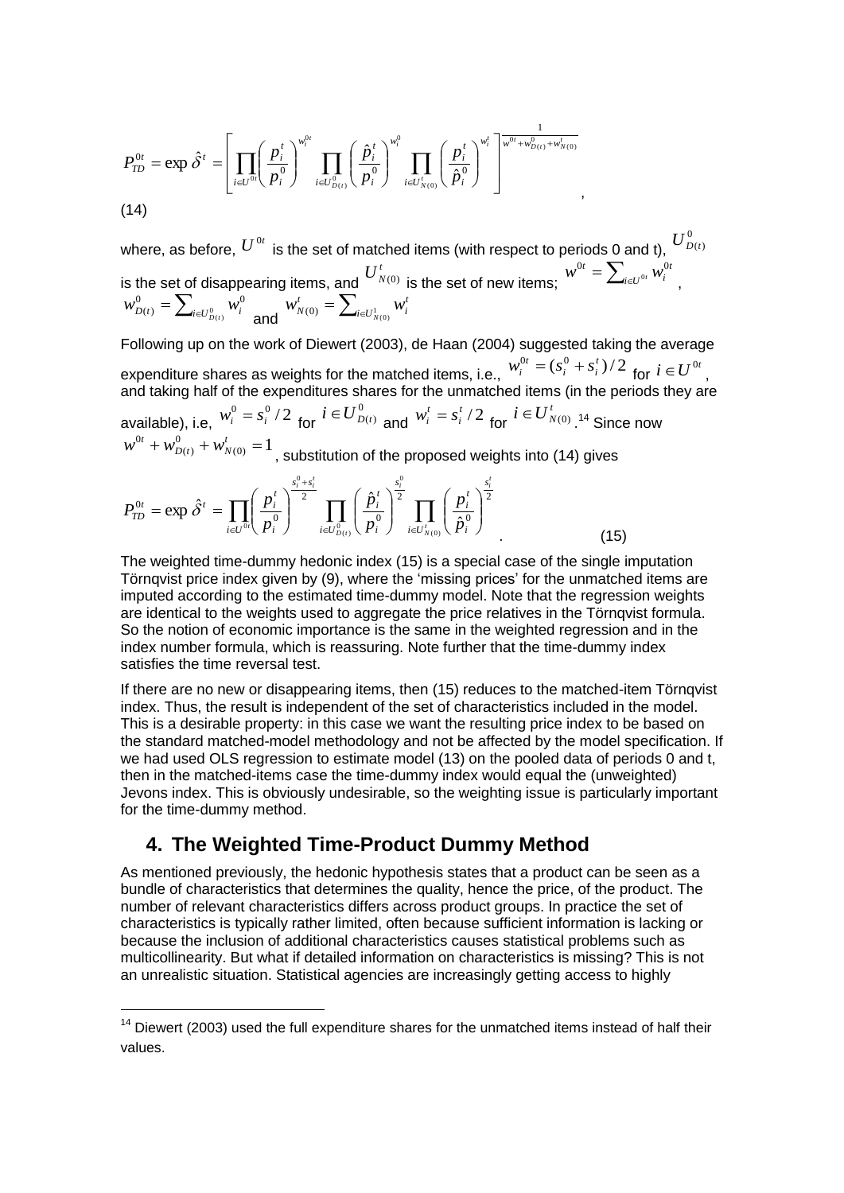$$P_{TD}^{0t} = \exp \hat{\delta}^t = \left[ \prod_{i \in U^{0t}} \left( \frac{p_i^t}{p_i^0} \right)^{w_i^{0t}} \prod_{i \in U_{D(t)}^0} \left( \frac{\hat{p}_i^t}{p_i^0} \right)^{w_i^0} \prod_{i \in U_{N(0)}^t} \left( \frac{p_i^t}{\hat{p}_i^0} \right)^{w_i^t} \right]^{\frac{1}{w^{0t} + w_{D(t)}^0 + w_{N(0)}^t}},$$

(14)

where, as before, $U^{0t}$ is the set of matched items (with respect to periods 0 and t), $U_{D(t)}^0$ is the set of disappearing items, and $U_{N(0)}^t$ is the set of new items; $w^{0t} = \sum_{i \in U^{0t}} w_i^{0t}$, $w_{D(t)}^0 = \sum_{i \in U_{D(t)}^0} w_i^0$ and $w_{N(0)}^t = \sum_{i \in U_{N(0)}^1} w_i^t$

Following up on the work of Diewert (2003), de Haan (2004) suggested taking the average expenditure shares as weights for the matched items, i.e., $w_i^{0t} = (s_i^0 + s_i^t)/2$ for $i \in U^{0t}$, and taking half of the expenditures shares for the unmatched items (in the periods they are available), i.e, $w_i^0 = s_i^0/2$ for $i \in U_{D(t)}^0$ and $w_i^t = s_i^t/2$ for $i \in U_{N(0)}^t$.[14] Since now $w^{0t} + w_{D(t)}^0 + w_{N(0)}^t = 1$, substitution of the proposed weights into (14) gives

$$P_{TD}^{0t} = \exp \hat{\delta}^t = \prod_{i \in U^{0t}} \left( \frac{p_i^t}{p_i^0} \right)^{\frac{s_i^0 + s_i^t}{2}} \prod_{i \in U_{D(t)}^0} \left( \frac{\hat{p}_i^t}{p_i^0} \right)^{\frac{s_i^0}{2}} \prod_{i \in U_{N(0)}^t} \left( \frac{p_i^t}{\hat{p}_i^0} \right)^{\frac{s_i^t}{2}}. \qquad (15)$$

The weighted time-dummy hedonic index (15) is a special case of the single imputation Törnqvist price index given by (9), where the 'missing prices' for the unmatched items are imputed according to the estimated time-dummy model. Note that the regression weights are identical to the weights used to aggregate the price relatives in the Törnqvist formula. So the notion of economic importance is the same in the weighted regression and in the index number formula, which is reassuring. Note further that the time-dummy index satisfies the time reversal test.

If there are no new or disappearing items, then (15) reduces to the matched-item Törnqvist index. Thus, the result is independent of the set of characteristics included in the model. This is a desirable property: in this case we want the resulting price index to be based on the standard matched-model methodology and not be affected by the model specification. If we had used OLS regression to estimate model (13) on the pooled data of periods 0 and t, then in the matched-items case the time-dummy index would equal the (unweighted) Jevons index. This is obviously undesirable, so the weighting issue is particularly important for the time-dummy method.

## 4. The Weighted Time-Product Dummy Method

As mentioned previously, the hedonic hypothesis states that a product can be seen as a bundle of characteristics that determines the quality, hence the price, of the product. The number of relevant characteristics differs across product groups. In practice the set of characteristics is typically rather limited, often because sufficient information is lacking or because the inclusion of additional characteristics causes statistical problems such as multicollinearity. But what if detailed information on characteristics is missing? This is not an unrealistic situation. Statistical agencies are increasingly getting access to highly

[14] Diewert (2003) used the full expenditure shares for the unmatched items instead of half their values.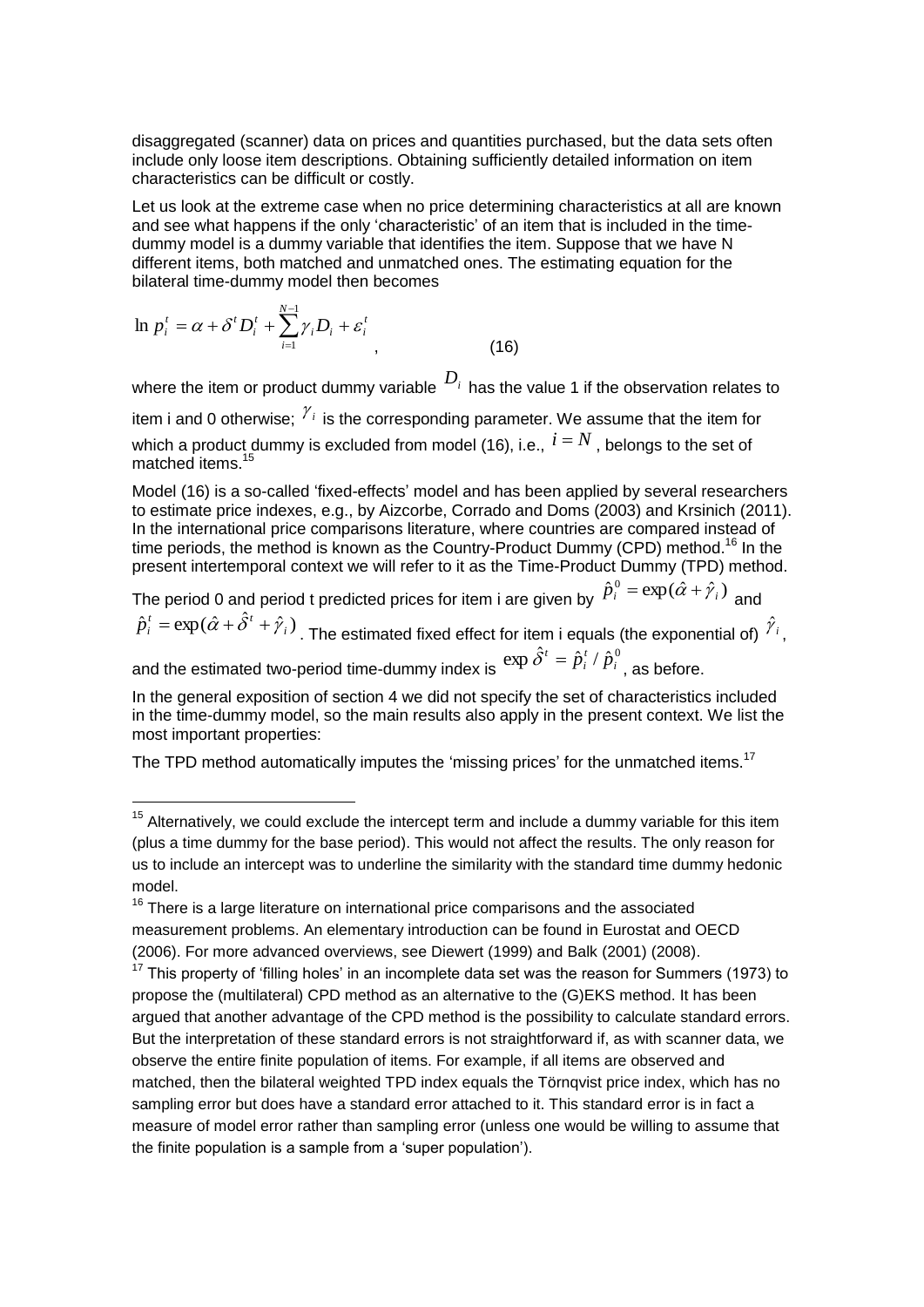disaggregated (scanner) data on prices and quantities purchased, but the data sets often include only loose item descriptions. Obtaining sufficiently detailed information on item characteristics can be difficult or costly.

Let us look at the extreme case when no price determining characteristics at all are known and see what happens if the only 'characteristic' of an item that is included in the time-dummy model is a dummy variable that identifies the item. Suppose that we have N different items, both matched and unmatched ones. The estimating equation for the bilateral time-dummy model then becomes

$$\ln p_i^t = \alpha + \delta^t D_i^t + \sum_{i=1}^{N-1} \gamma_i D_i + \varepsilon_i^t , \qquad (16)$$

where the item or product dummy variable $D_i$ has the value 1 if the observation relates to item i and 0 otherwise; $\gamma_i$ is the corresponding parameter. We assume that the item for which a product dummy is excluded from model (16), i.e., $i = N$, belongs to the set of matched items.[15]

Model (16) is a so-called 'fixed-effects' model and has been applied by several researchers to estimate price indexes, e.g., by Aizcorbe, Corrado and Doms (2003) and Krsinich (2011). In the international price comparisons literature, where countries are compared instead of time periods, the method is known as the Country-Product Dummy (CPD) method.[16] In the present intertemporal context we will refer to it as the Time-Product Dummy (TPD) method.

The period 0 and period t predicted prices for item i are given by $\hat{p}_i^0 = \exp(\hat{\alpha} + \hat{\gamma}_i)$ and $\hat{p}_i^t = \exp(\hat{\alpha} + \hat{\delta}^t + \hat{\gamma}_i)$. The estimated fixed effect for item i equals (the exponential of) $\hat{\gamma}_i$, and the estimated two-period time-dummy index is $\exp \hat{\delta}^t = \hat{p}_i^t / \hat{p}_i^0$, as before.

In the general exposition of section 4 we did not specify the set of characteristics included in the time-dummy model, so the main results also apply in the present context. We list the most important properties:

The TPD method automatically imputes the 'missing prices' for the unmatched items.[17]

---

[15] Alternatively, we could exclude the intercept term and include a dummy variable for this item (plus a time dummy for the base period). This would not affect the results. The only reason for us to include an intercept was to underline the similarity with the standard time dummy hedonic model.

[16] There is a large literature on international price comparisons and the associated measurement problems. An elementary introduction can be found in Eurostat and OECD (2006). For more advanced overviews, see Diewert (1999) and Balk (2001) (2008).

[17] This property of 'filling holes' in an incomplete data set was the reason for Summers (1973) to propose the (multilateral) CPD method as an alternative to the (G)EKS method. It has been argued that another advantage of the CPD method is the possibility to calculate standard errors. But the interpretation of these standard errors is not straightforward if, as with scanner data, we observe the entire finite population of items. For example, if all items are observed and matched, then the bilateral weighted TPD index equals the Törnqvist price index, which has no sampling error but does have a standard error attached to it. This standard error is in fact a measure of model error rather than sampling error (unless one would be willing to assume that the finite population is a sample from a 'super population').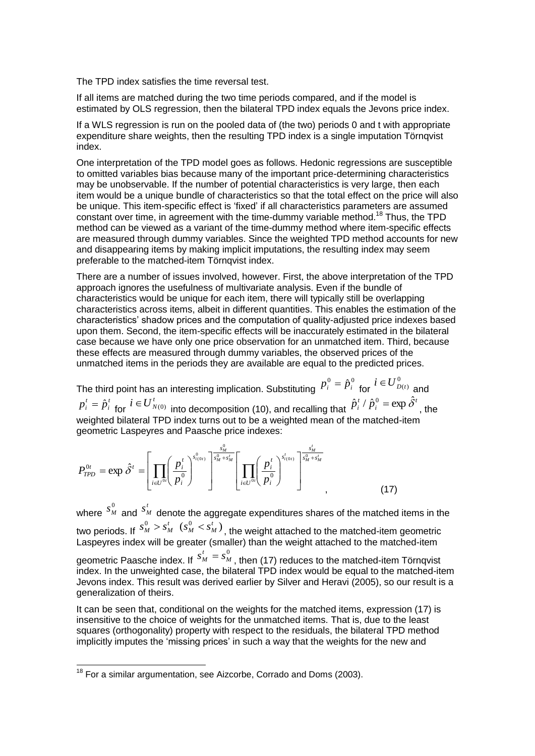The TPD index satisfies the time reversal test.

If all items are matched during the two time periods compared, and if the model is estimated by OLS regression, then the bilateral TPD index equals the Jevons price index.

If a WLS regression is run on the pooled data of (the two) periods 0 and t with appropriate expenditure share weights, then the resulting TPD index is a single imputation Törnqvist index.

One interpretation of the TPD model goes as follows. Hedonic regressions are susceptible to omitted variables bias because many of the important price-determining characteristics may be unobservable. If the number of potential characteristics is very large, then each item would be a unique bundle of characteristics so that the total effect on the price will also be unique. This item-specific effect is 'fixed' if all characteristics parameters are assumed constant over time, in agreement with the time-dummy variable method.[18] Thus, the TPD method can be viewed as a variant of the time-dummy method where item-specific effects are measured through dummy variables. Since the weighted TPD method accounts for new and disappearing items by making implicit imputations, the resulting index may seem preferable to the matched-item Törnqvist index.

There are a number of issues involved, however. First, the above interpretation of the TPD approach ignores the usefulness of multivariate analysis. Even if the bundle of characteristics would be unique for each item, there will typically still be overlapping characteristics across items, albeit in different quantities. This enables the estimation of the characteristics' shadow prices and the computation of quality-adjusted price indexes based upon them. Second, the item-specific effects will be inaccurately estimated in the bilateral case because we have only one price observation for an unmatched item. Third, because these effects are measured through dummy variables, the observed prices of the unmatched items in the periods they are available are equal to the predicted prices.

The third point has an interesting implication. Substituting $p_i^0 = \hat{p}_i^0$ for $i \in U_{D(t)}^0$ and $p_i^t = \hat{p}_i^t$ for $i \in U_{N(0)}^t$ into decomposition (10), and recalling that $\hat{p}_i^t / \hat{p}_i^0 = \exp \hat{\delta}^t$, the weighted bilateral TPD index turns out to be a weighted mean of the matched-item geometric Laspeyres and Paasche price indexes:

$$P_{TPD}^{0t} = \exp \hat{\delta}^t = \left[ \prod_{i \in U^{0t}} \left( \frac{p_i^t}{p_i^0} \right)^{s_{i(0t)}^0} \right]^{\frac{s_M^0}{s_M^0 + s_M^t}} \left[ \prod_{i \in U^{0t}} \left( \frac{p_i^t}{p_i^0} \right)^{s_{i(0t)}^t} \right]^{\frac{s_M^t}{s_M^0 + s_M^t}}, \qquad (17)$$

where $s_M^0$ and $s_M^t$ denote the aggregate expenditures shares of the matched items in the two periods. If $s_M^0 > s_M^t$ $(s_M^0 < s_M^t)$, the weight attached to the matched-item geometric Laspeyres index will be greater (smaller) than the weight attached to the matched-item geometric Paasche index. If $s_M^t = s_M^0$, then (17) reduces to the matched-item Törnqvist index. In the unweighted case, the bilateral TPD index would be equal to the matched-item Jevons index. This result was derived earlier by Silver and Heravi (2005), so our result is a generalization of theirs.

It can be seen that, conditional on the weights for the matched items, expression (17) is insensitive to the choice of weights for the unmatched items. That is, due to the least squares (orthogonality) property with respect to the residuals, the bilateral TPD method implicitly imputes the 'missing prices' in such a way that the weights for the new and

[18] For a similar argumentation, see Aizcorbe, Corrado and Doms (2003).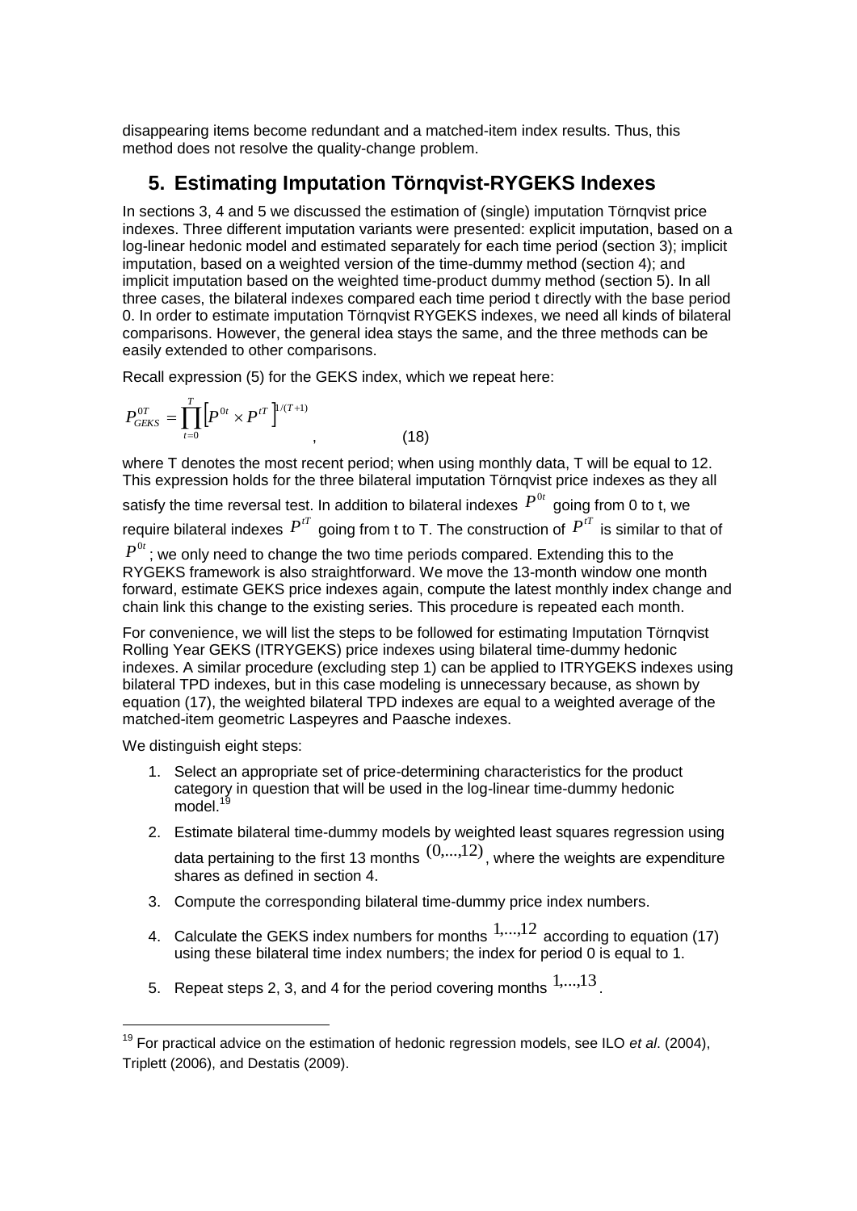disappearing items become redundant and a matched-item index results. Thus, this method does not resolve the quality-change problem.

## 5. Estimating Imputation Törnqvist-RYGEKS Indexes

In sections 3, 4 and 5 we discussed the estimation of (single) imputation Törnqvist price indexes. Three different imputation variants were presented: explicit imputation, based on a log-linear hedonic model and estimated separately for each time period (section 3); implicit imputation, based on a weighted version of the time-dummy method (section 4); and implicit imputation based on the weighted time-product dummy method (section 5). In all three cases, the bilateral indexes compared each time period t directly with the base period 0. In order to estimate imputation Törnqvist RYGEKS indexes, we need all kinds of bilateral comparisons. However, the general idea stays the same, and the three methods can be easily extended to other comparisons.

Recall expression (5) for the GEKS index, which we repeat here:

$$P_{GEKS}^{0T} = \prod_{t=0}^{T} \left[ P^{0t} \times P^{tT} \right]^{1/(T+1)} , \qquad (18)$$

where T denotes the most recent period; when using monthly data, T will be equal to 12. This expression holds for the three bilateral imputation Törnqvist price indexes as they all satisfy the time reversal test. In addition to bilateral indexes $P^{0t}$ going from 0 to t, we require bilateral indexes $P^{tT}$ going from t to T. The construction of $P^{tT}$ is similar to that of $P^{0t}$; we only need to change the two time periods compared. Extending this to the RYGEKS framework is also straightforward. We move the 13-month window one month forward, estimate GEKS price indexes again, compute the latest monthly index change and chain link this change to the existing series. This procedure is repeated each month.

For convenience, we will list the steps to be followed for estimating Imputation Törnqvist Rolling Year GEKS (ITRYGEKS) price indexes using bilateral time-dummy hedonic indexes. A similar procedure (excluding step 1) can be applied to ITRYGEKS indexes using bilateral TPD indexes, but in this case modeling is unnecessary because, as shown by equation (17), the weighted bilateral TPD indexes are equal to a weighted average of the matched-item geometric Laspeyres and Paasche indexes.

We distinguish eight steps:

1. Select an appropriate set of price-determining characteristics for the product category in question that will be used in the log-linear time-dummy hedonic model.[19]
2. Estimate bilateral time-dummy models by weighted least squares regression using data pertaining to the first 13 months $(0,...,12)$, where the weights are expenditure shares as defined in section 4.
3. Compute the corresponding bilateral time-dummy price index numbers.
4. Calculate the GEKS index numbers for months $1,...,12$ according to equation (17) using these bilateral time index numbers; the index for period 0 is equal to 1.
5. Repeat steps 2, 3, and 4 for the period covering months $1,...,13$.

[19] For practical advice on the estimation of hedonic regression models, see ILO *et al.* (2004), Triplett (2006), and Destatis (2009).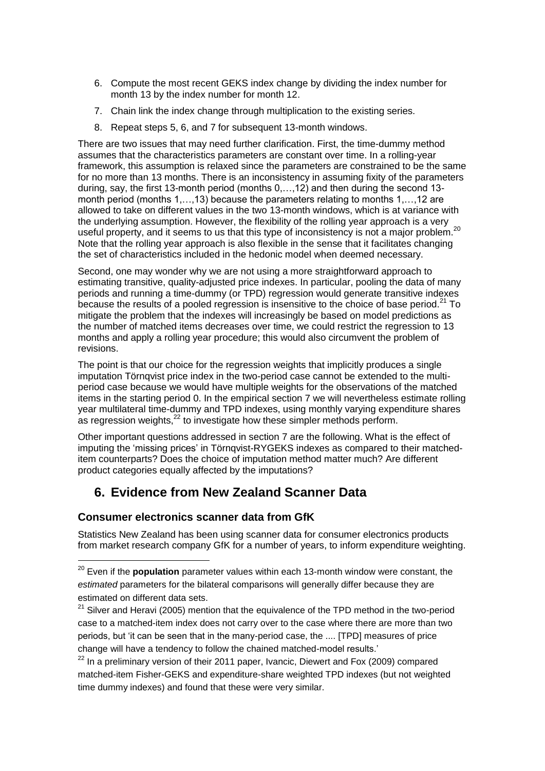6. Compute the most recent GEKS index change by dividing the index number for month 13 by the index number for month 12.
7. Chain link the index change through multiplication to the existing series.
8. Repeat steps 5, 6, and 7 for subsequent 13-month windows.

There are two issues that may need further clarification. First, the time-dummy method assumes that the characteristics parameters are constant over time. In a rolling-year framework, this assumption is relaxed since the parameters are constrained to be the same for no more than 13 months. There is an inconsistency in assuming fixity of the parameters during, say, the first 13-month period (months 0,…,12) and then during the second 13-month period (months 1,…,13) because the parameters relating to months 1,…,12 are allowed to take on different values in the two 13-month windows, which is at variance with the underlying assumption. However, the flexibility of the rolling year approach is a very useful property, and it seems to us that this type of inconsistency is not a major problem.[20] Note that the rolling year approach is also flexible in the sense that it facilitates changing the set of characteristics included in the hedonic model when deemed necessary.

Second, one may wonder why we are not using a more straightforward approach to estimating transitive, quality-adjusted price indexes. In particular, pooling the data of many periods and running a time-dummy (or TPD) regression would generate transitive indexes because the results of a pooled regression is insensitive to the choice of base period.[21] To mitigate the problem that the indexes will increasingly be based on model predictions as the number of matched items decreases over time, we could restrict the regression to 13 months and apply a rolling year procedure; this would also circumvent the problem of revisions.

The point is that our choice for the regression weights that implicitly produces a single imputation Törnqvist price index in the two-period case cannot be extended to the multi-period case because we would have multiple weights for the observations of the matched items in the starting period 0. In the empirical section 7 we will nevertheless estimate rolling year multilateral time-dummy and TPD indexes, using monthly varying expenditure shares as regression weights,[22] to investigate how these simpler methods perform.

Other important questions addressed in section 7 are the following. What is the effect of imputing the 'missing prices' in Törnqvist-RYGEKS indexes as compared to their matched-item counterparts? Does the choice of imputation method matter much? Are different product categories equally affected by the imputations?

## 6. Evidence from New Zealand Scanner Data

### Consumer electronics scanner data from GfK

Statistics New Zealand has been using scanner data for consumer electronics products from market research company GfK for a number of years, to inform expenditure weighting.

---

[20] Even if the **population** parameter values within each 13-month window were constant, the *estimated* parameters for the bilateral comparisons will generally differ because they are estimated on different data sets.

[21] Silver and Heravi (2005) mention that the equivalence of the TPD method in the two-period case to a matched-item index does not carry over to the case where there are more than two periods, but 'it can be seen that in the many-period case, the .... [TPD] measures of price change will have a tendency to follow the chained matched-model results.'

[22] In a preliminary version of their 2011 paper, Ivancic, Diewert and Fox (2009) compared matched-item Fisher-GEKS and expenditure-share weighted TPD indexes (but not weighted time dummy indexes) and found that these were very similar.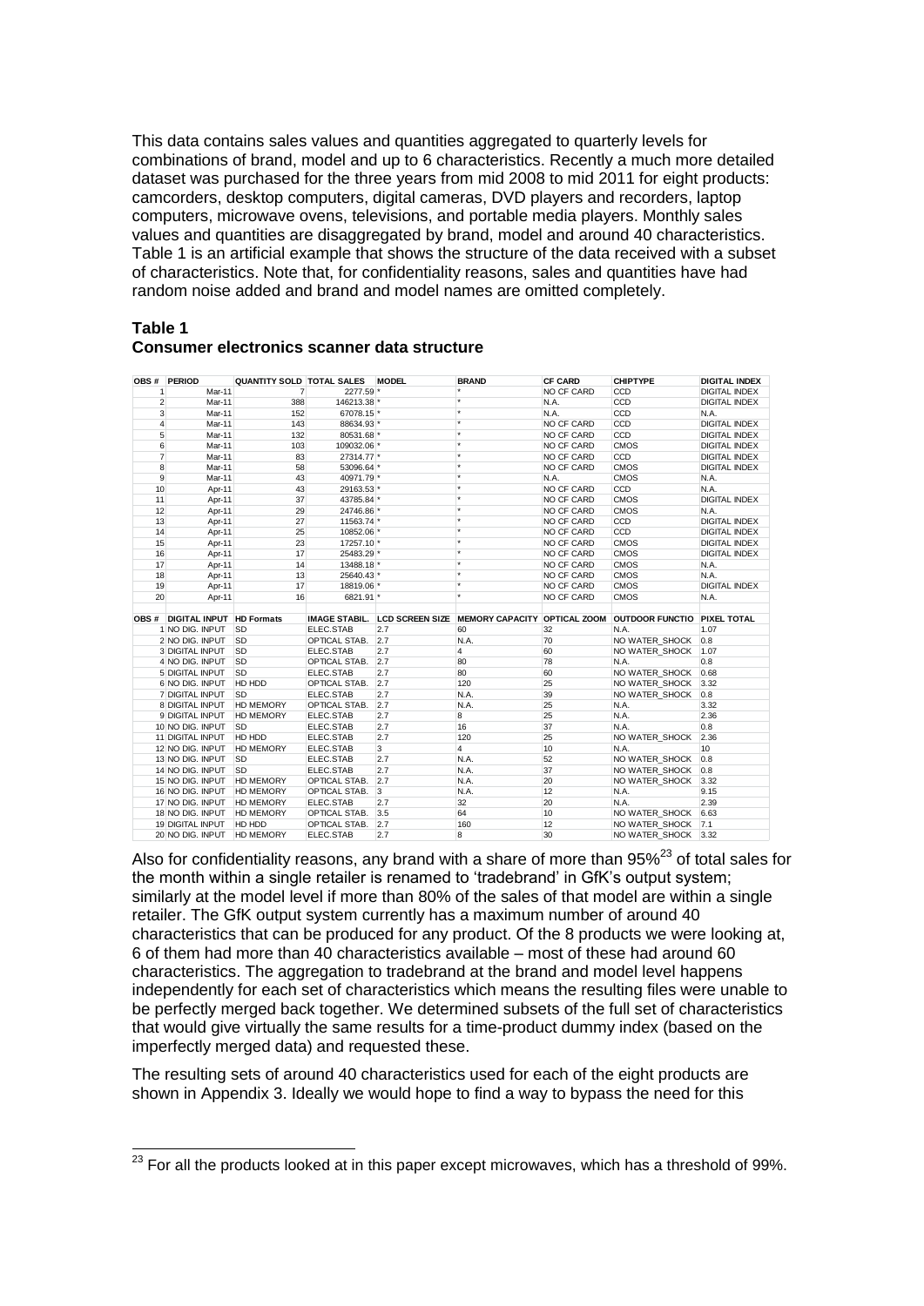This data contains sales values and quantities aggregated to quarterly levels for combinations of brand, model and up to 6 characteristics. Recently a much more detailed dataset was purchased for the three years from mid 2008 to mid 2011 for eight products: camcorders, desktop computers, digital cameras, DVD players and recorders, laptop computers, microwave ovens, televisions, and portable media players. Monthly sales values and quantities are disaggregated by brand, model and around 40 characteristics. Table 1 is an artificial example that shows the structure of the data received with a subset of characteristics. Note that, for confidentiality reasons, sales and quantities have had random noise added and brand and model names are omitted completely.

**Table 1**
**Consumer electronics scanner data structure**

| OBS # | PERIOD | QUANTITY SOLD | TOTAL SALES | MODEL | BRAND | CF CARD | CHIPTYPE | DIGITAL INDEX |
|---|---|---|---|---|---|---|---|---|
| 1 | Mar-11 | 7 | 2277.59 | * | * | NO CF CARD | CCD | DIGITAL INDEX |
| 2 | Mar-11 | 388 | 146213.38 | * | * | N.A. | CCD | DIGITAL INDEX |
| 3 | Mar-11 | 152 | 67078.15 | * | * | N.A. | CCD | N.A. |
| 4 | Mar-11 | 143 | 88634.93 | * | * | NO CF CARD | CCD | DIGITAL INDEX |
| 5 | Mar-11 | 132 | 80531.68 | * | * | NO CF CARD | CCD | DIGITAL INDEX |
| 6 | Mar-11 | 103 | 109032.06 | * | * | NO CF CARD | CMOS | DIGITAL INDEX |
| 7 | Mar-11 | 83 | 27314.77 | * | * | NO CF CARD | CCD | DIGITAL INDEX |
| 8 | Mar-11 | 58 | 53096.64 | * | * | NO CF CARD | CMOS | DIGITAL INDEX |
| 9 | Mar-11 | 43 | 40971.79 | * | * | N.A. | CMOS | N.A. |
| 10 | Apr-11 | 43 | 29163.53 | * | * | NO CF CARD | CCD | N.A. |
| 11 | Apr-11 | 37 | 43785.84 | * | * | NO CF CARD | CMOS | DIGITAL INDEX |
| 12 | Apr-11 | 29 | 24746.86 | * | * | NO CF CARD | CMOS | N.A. |
| 13 | Apr-11 | 27 | 11563.74 | * | * | NO CF CARD | CCD | DIGITAL INDEX |
| 14 | Apr-11 | 25 | 10852.06 | * | * | NO CF CARD | CCD | DIGITAL INDEX |
| 15 | Apr-11 | 23 | 17257.10 | * | * | NO CF CARD | CMOS | DIGITAL INDEX |
| 16 | Apr-11 | 17 | 25483.29 | * | * | NO CF CARD | CMOS | DIGITAL INDEX |
| 17 | Apr-11 | 14 | 13488.18 | * | * | NO CF CARD | CMOS | N.A. |
| 18 | Apr-11 | 13 | 25640.43 | * | * | NO CF CARD | CMOS | N.A. |
| 19 | Apr-11 | 17 | 18819.06 | * | * | NO CF CARD | CMOS | DIGITAL INDEX |
| 20 | Apr-11 | 16 | 6821.91 | * | * | NO CF CARD | CMOS | N.A. |

| OBS # | DIGITAL INPUT | HD Formats | IMAGE STABIL. | LCD SCREEN SIZE | MEMORY CAPACITY | OPTICAL ZOOM | OUTDOOR FUNCTIO | PIXEL TOTAL |
|---|---|---|---|---|---|---|---|---|
| 1 | NO DIG. INPUT | SD | ELEC.STAB | 2.7 | 60 | 32 | N.A. | 1.07 |
| 2 | NO DIG. INPUT | SD | OPTICAL STAB. | 2.7 | N.A. | 70 | NO WATER_SHOCK | 0.8 |
| 3 | DIGITAL INPUT | SD | ELEC.STAB | 2.7 | 4 | 60 | NO WATER_SHOCK | 1.07 |
| 4 | NO DIG. INPUT | SD | OPTICAL STAB. | 2.7 | 80 | 78 | N.A. | 0.8 |
| 5 | DIGITAL INPUT | SD | ELEC.STAB | 2.7 | 80 | 60 | NO WATER_SHOCK | 0.68 |
| 6 | NO DIG. INPUT | HD HDD | OPTICAL STAB. | 2.7 | 120 | 25 | NO WATER_SHOCK | 3.32 |
| 7 | DIGITAL INPUT | SD | ELEC.STAB | 2.7 | N.A. | 39 | NO WATER_SHOCK | 0.8 |
| 8 | DIGITAL INPUT | HD MEMORY | OPTICAL STAB. | 2.7 | N.A. | 25 | N.A. | 3.32 |
| 9 | DIGITAL INPUT | HD MEMORY | ELEC.STAB | 2.7 | 8 | 25 | N.A. | 2.36 |
| 10 | NO DIG. INPUT | SD | ELEC.STAB | 2.7 | 16 | 37 | N.A. | 0.8 |
| 11 | DIGITAL INPUT | HD HDD | ELEC.STAB | 2.7 | 120 | 25 | NO WATER_SHOCK | 2.36 |
| 12 | NO DIG. INPUT | HD MEMORY | ELEC.STAB | 3 | 4 | 10 | N.A. | 10 |
| 13 | NO DIG. INPUT | SD | ELEC.STAB | 2.7 | N.A. | 52 | NO WATER_SHOCK | 0.8 |
| 14 | NO DIG. INPUT | SD | ELEC.STAB | 2.7 | N.A. | 37 | NO WATER_SHOCK | 0.8 |
| 15 | NO DIG. INPUT | HD MEMORY | OPTICAL STAB. | 2.7 | N.A. | 20 | NO WATER_SHOCK | 3.32 |
| 16 | NO DIG. INPUT | HD MEMORY | OPTICAL STAB. | 3 | N.A. | 12 | N.A. | 9.15 |
| 17 | NO DIG. INPUT | HD MEMORY | ELEC.STAB | 2.7 | 32 | 20 | N.A. | 2.39 |
| 18 | NO DIG. INPUT | HD MEMORY | OPTICAL STAB. | 3.5 | 64 | 10 | NO WATER_SHOCK | 6.63 |
| 19 | DIGITAL INPUT | HD HDD | OPTICAL STAB. | 2.7 | 160 | 12 | NO WATER_SHOCK | 7.1 |
| 20 | NO DIG. INPUT | HD MEMORY | ELEC.STAB | 2.7 | 8 | 30 | NO WATER_SHOCK | 3.32 |

Also for confidentiality reasons, any brand with a share of more than 95%[23] of total sales for the month within a single retailer is renamed to 'tradebrand' in GfK's output system; similarly at the model level if more than 80% of the sales of that model are within a single retailer. The GfK output system currently has a maximum number of around 40 characteristics that can be produced for any product. Of the 8 products we were looking at, 6 of them had more than 40 characteristics available – most of these had around 60 characteristics. The aggregation to tradebrand at the brand and model level happens independently for each set of characteristics which means the resulting files were unable to be perfectly merged back together. We determined subsets of the full set of characteristics that would give virtually the same results for a time-product dummy index (based on the imperfectly merged data) and requested these.

The resulting sets of around 40 characteristics used for each of the eight products are shown in Appendix 3. Ideally we would hope to find a way to bypass the need for this

[23] For all the products looked at in this paper except microwaves, which has a threshold of 99%.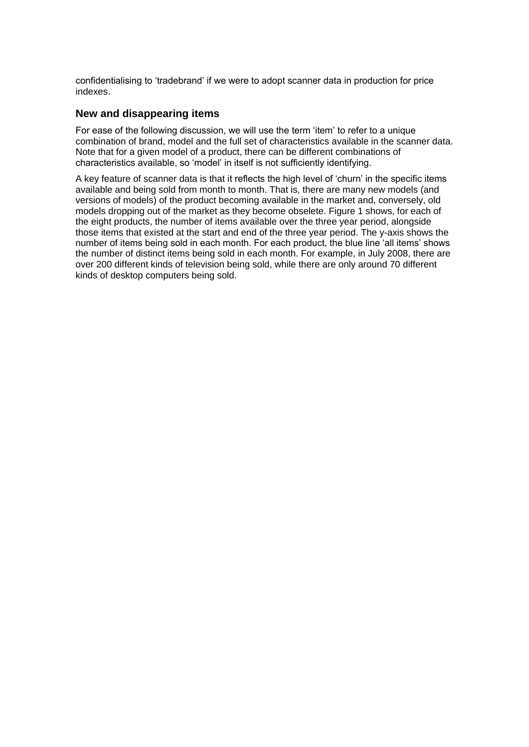confidentialising to 'tradebrand' if we were to adopt scanner data in production for price indexes.

## New and disappearing items

For ease of the following discussion, we will use the term 'item' to refer to a unique combination of brand, model and the full set of characteristics available in the scanner data. Note that for a given model of a product, there can be different combinations of characteristics available, so 'model' in itself is not sufficiently identifying.

A key feature of scanner data is that it reflects the high level of 'churn' in the specific items available and being sold from month to month. That is, there are many new models (and versions of models) of the product becoming available in the market and, conversely, old models dropping out of the market as they become obselete. Figure 1 shows, for each of the eight products, the number of items available over the three year period, alongside those items that existed at the start and end of the three year period. The y-axis shows the number of items being sold in each month. For each product, the blue line 'all items' shows the number of distinct items being sold in each month. For example, in July 2008, there are over 200 different kinds of television being sold, while there are only around 70 different kinds of desktop computers being sold.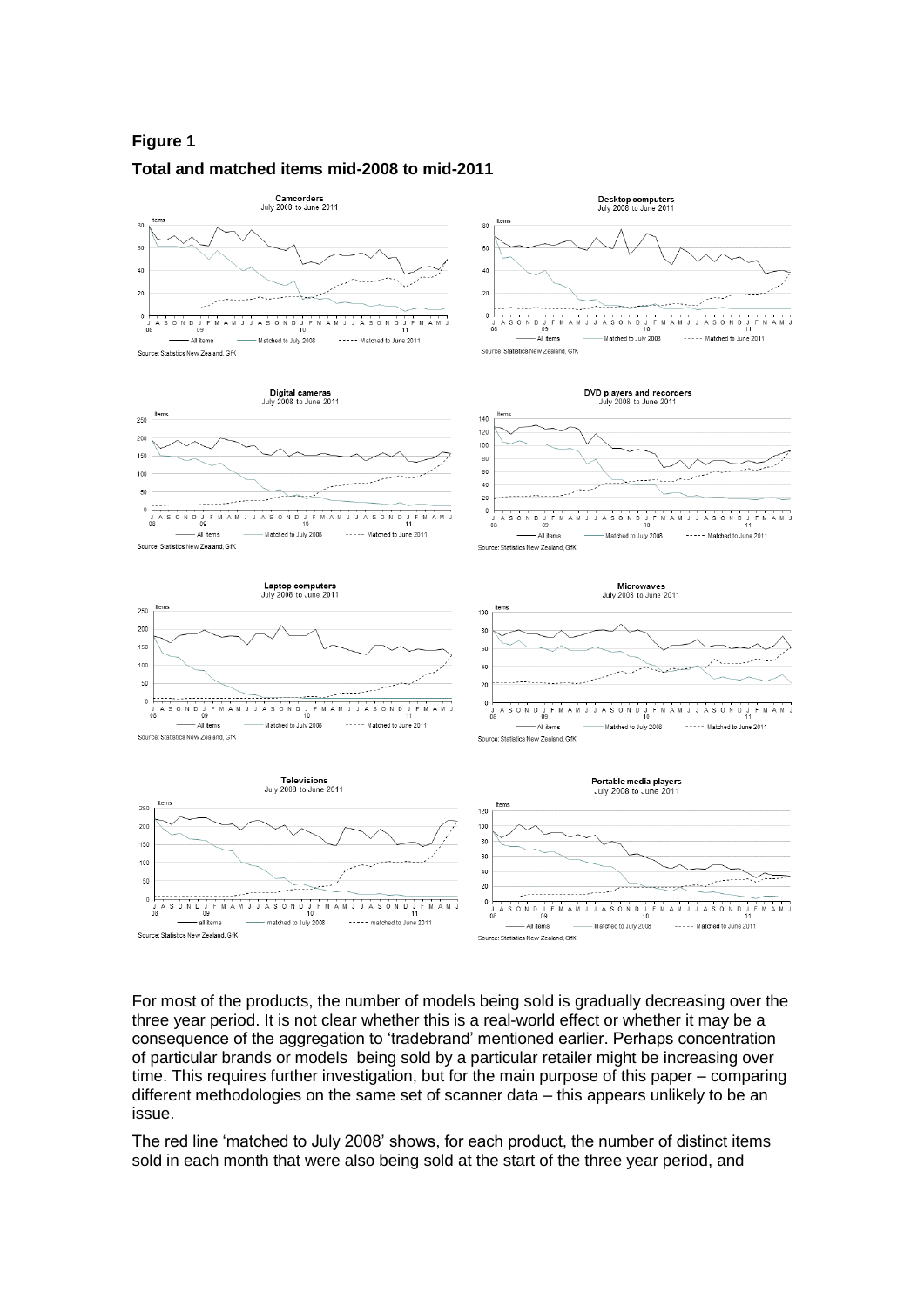**Figure 1**

**Total and matched items mid-2008 to mid-2011**

For most of the products, the number of models being sold is gradually decreasing over the three year period. It is not clear whether this is a real-world effect or whether it may be a consequence of the aggregation to 'tradebrand' mentioned earlier. Perhaps concentration of particular brands or models being sold by a particular retailer might be increasing over time. This requires further investigation, but for the main purpose of this paper – comparing different methodologies on the same set of scanner data – this appears unlikely to be an issue.

The red line 'matched to July 2008' shows, for each product, the number of distinct items sold in each month that were also being sold at the start of the three year period, and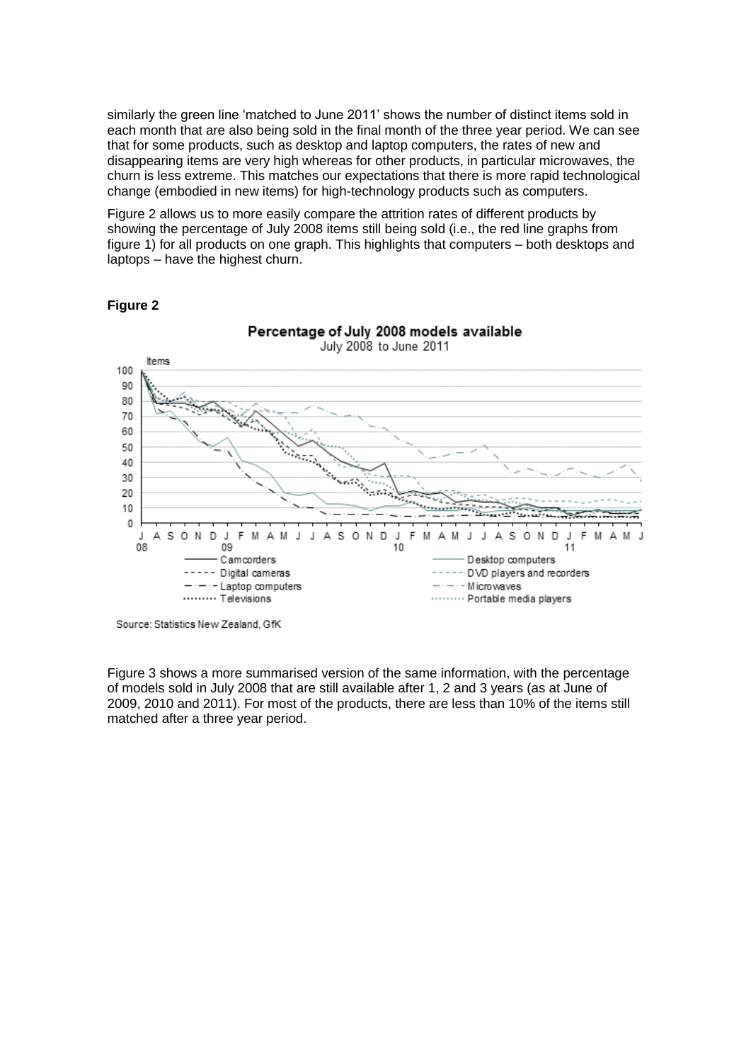similarly the green line 'matched to June 2011' shows the number of distinct items sold in each month that are also being sold in the final month of the three year period. We can see that for some products, such as desktop and laptop computers, the rates of new and disappearing items are very high whereas for other products, in particular microwaves, the churn is less extreme. This matches our expectations that there is more rapid technological change (embodied in new items) for high-technology products such as computers.

Figure 2 allows us to more easily compare the attrition rates of different products by showing the percentage of July 2008 items still being sold (i.e., the red line graphs from figure 1) for all products on one graph. This highlights that computers – both desktops and laptops – have the highest churn.

**Figure 2**

Percentage of July 2008 models available

July 2008 to June 2011

Source: Statistics New Zealand, GfK

Figure 3 shows a more summarised version of the same information, with the percentage of models sold in July 2008 that are still available after 1, 2 and 3 years (as at June of 2009, 2010 and 2011). For most of the products, there are less than 10% of the items still matched after a three year period.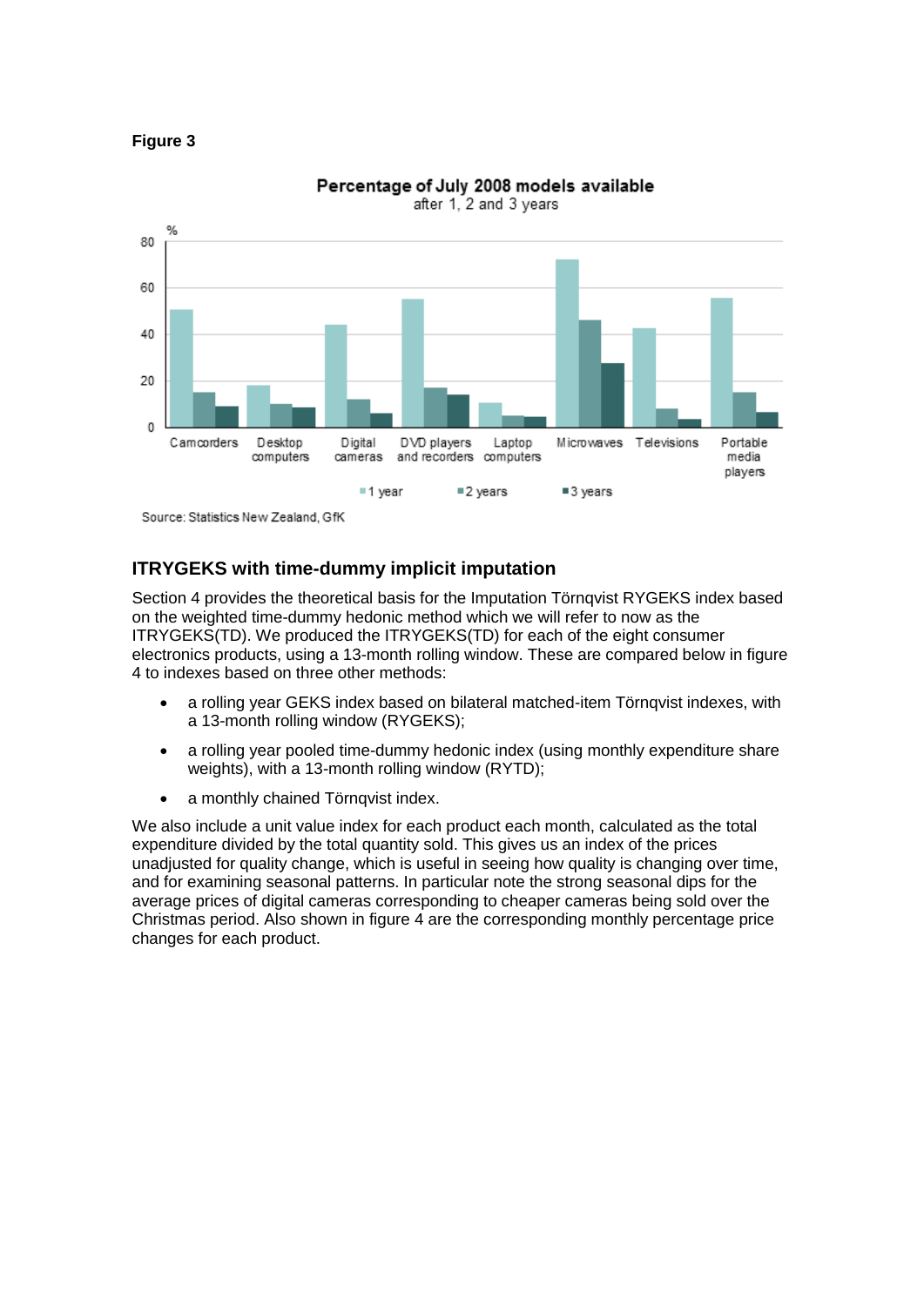**Figure 3**

Percentage of July 2008 models available after 1, 2 and 3 years

Source: Statistics New Zealand, GfK

### ITRYGEKS with time-dummy implicit imputation

Section 4 provides the theoretical basis for the Imputation Törnqvist RYGEKS index based on the weighted time-dummy hedonic method which we will refer to now as the ITRYGEKS(TD). We produced the ITRYGEKS(TD) for each of the eight consumer electronics products, using a 13-month rolling window. These are compared below in figure 4 to indexes based on three other methods:

- a rolling year GEKS index based on bilateral matched-item Törnqvist indexes, with a 13-month rolling window (RYGEKS);
- a rolling year pooled time-dummy hedonic index (using monthly expenditure share weights), with a 13-month rolling window (RYTD);
- a monthly chained Törnqvist index.

We also include a unit value index for each product each month, calculated as the total expenditure divided by the total quantity sold. This gives us an index of the prices unadjusted for quality change, which is useful in seeing how quality is changing over time, and for examining seasonal patterns. In particular note the strong seasonal dips for the average prices of digital cameras corresponding to cheaper cameras being sold over the Christmas period. Also shown in figure 4 are the corresponding monthly percentage price changes for each product.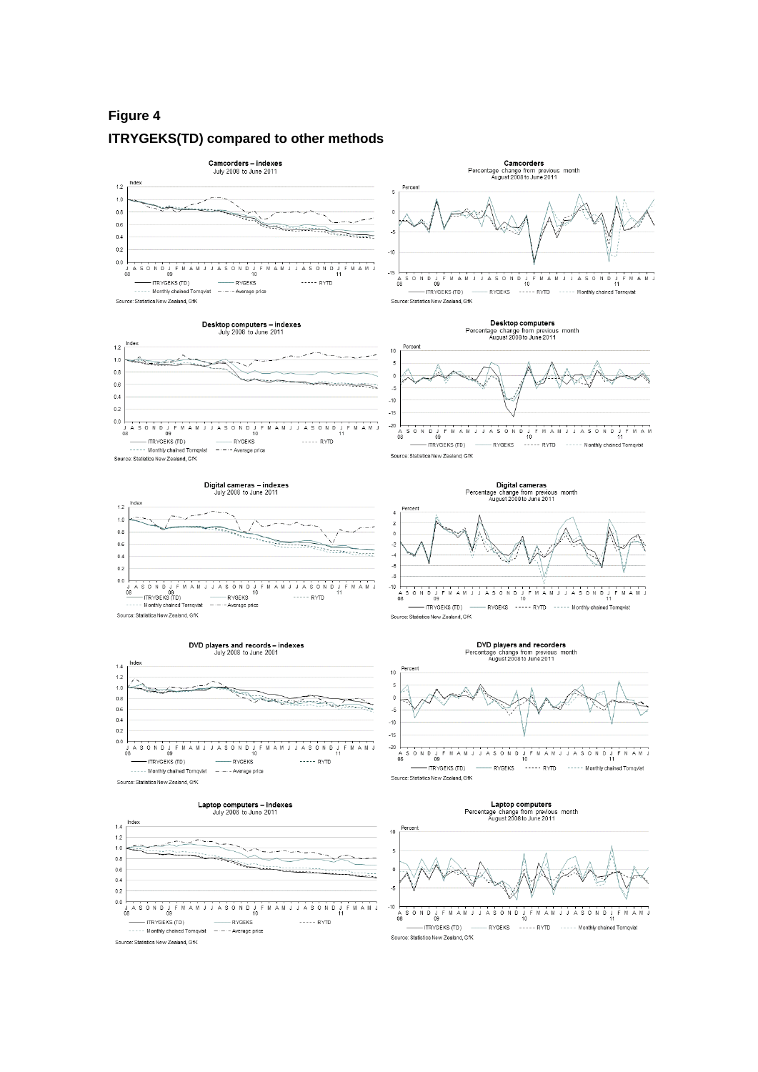# Figure 4

## ITRYGEKS(TD) compared to other methods

**Camcorders – indexes**
July 2008 to June 2011

Source: Statistics New Zealand, GfK

**Camcorders**
Percentage change from previous month
August 2008 to June 2011

Source: Statistics New Zealand, GfK

**Desktop computers – indexes**
July 2008 to June 2011

Source: Statistics New Zealand, GfK

**Desktop computers**
Percentage change from previous month
August 2008 to June 2011

Source: Statistics New Zealand, GfK

**Digital cameras – indexes**
July 2008 to June 2011

Source: Statistics New Zealand, GfK

**Digital cameras**
Percentage change from previous month
August 2008 to June 2011

Source: Statistics New Zealand, GfK

**DVD players and records – indexes**
July 2008 to June 2001

Source: Statistics New Zealand, GfK

**DVD players and recorders**
Percentage change from previous month
August 2008 to June 2011

Source: Statistics New Zealand, GfK

**Laptop computers – indexes**
July 2008 to June 2011

Source: Statistics New Zealand, GfK

**Laptop computers**
Percentage change from previous month
August 2008 to June 2011

Source: Statistics New Zealand, GfK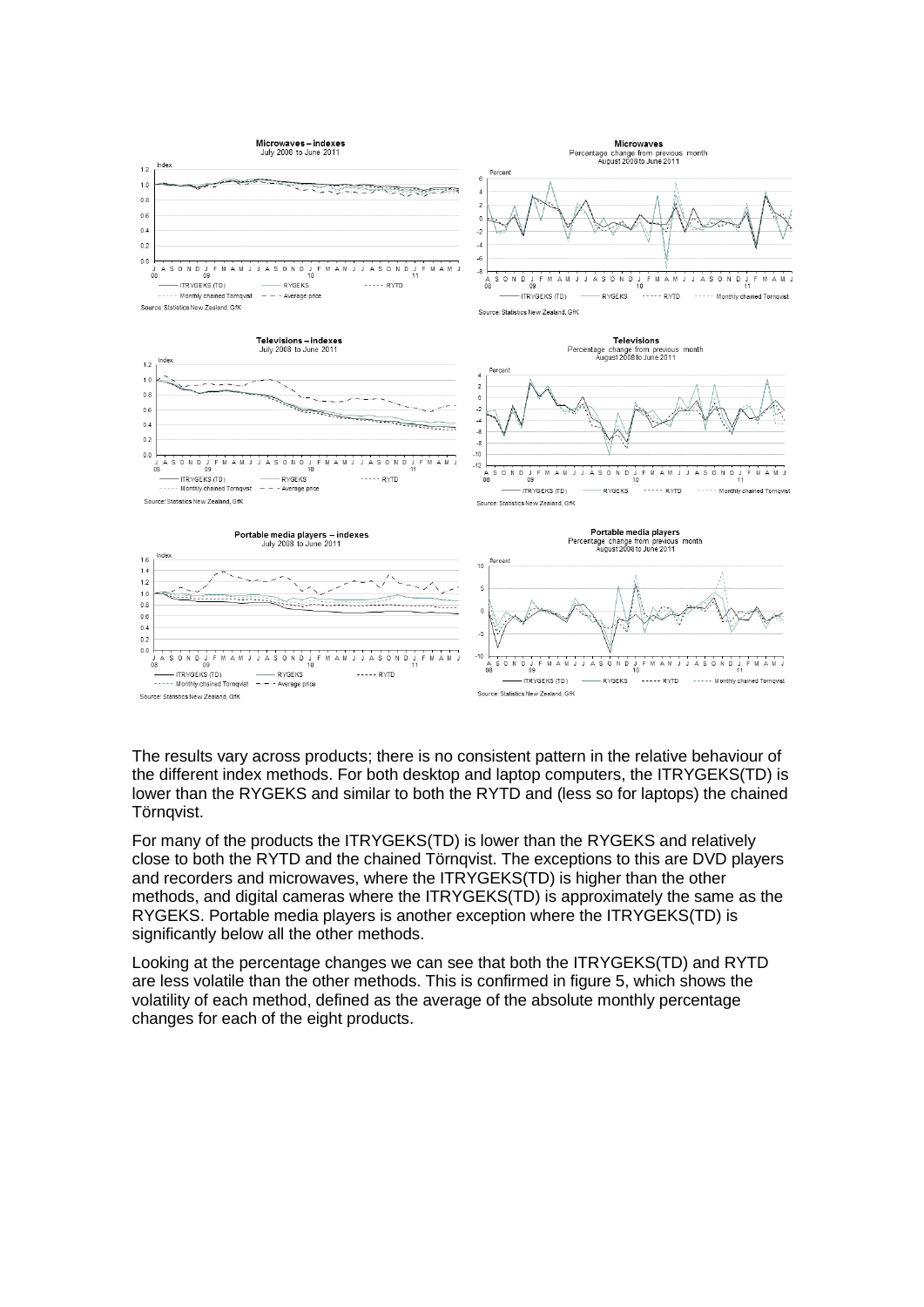**Microwaves – indexes**
July 2008 to June 2011

Source: Statistics New Zealand, GfK

**Microwaves**
Percentage change from previous month
August 2008 to June 2011

Source: Statistics New Zealand, GfK

**Televisions – indexes**
July 2008 to June 2011

Source: Statistics New Zealand, GfK

**Televisions**
Percentage change from previous month
August 2008 to June 2011

Source: Statistics New Zealand, GfK

**Portable media players – indexes**
July 2008 to June 2011

Source: Statistics New Zealand, GfK

**Portable media players**
Percentage change from previous month
August 2008 to June 2011

Source: Statistics New Zealand, GfK

The results vary across products; there is no consistent pattern in the relative behaviour of the different index methods. For both desktop and laptop computers, the ITRYGEKS(TD) is lower than the RYGEKS and similar to both the RYTD and (less so for laptops) the chained Törnqvist.

For many of the products the ITRYGEKS(TD) is lower than the RYGEKS and relatively close to both the RYTD and the chained Törnqvist. The exceptions to this are DVD players and recorders and microwaves, where the ITRYGEKS(TD) is higher than the other methods, and digital cameras where the ITRYGEKS(TD) is approximately the same as the RYGEKS. Portable media players is another exception where the ITRYGEKS(TD) is significantly below all the other methods.

Looking at the percentage changes we can see that both the ITRYGEKS(TD) and RYTD are less volatile than the other methods. This is confirmed in figure 5, which shows the volatility of each method, defined as the average of the absolute monthly percentage changes for each of the eight products.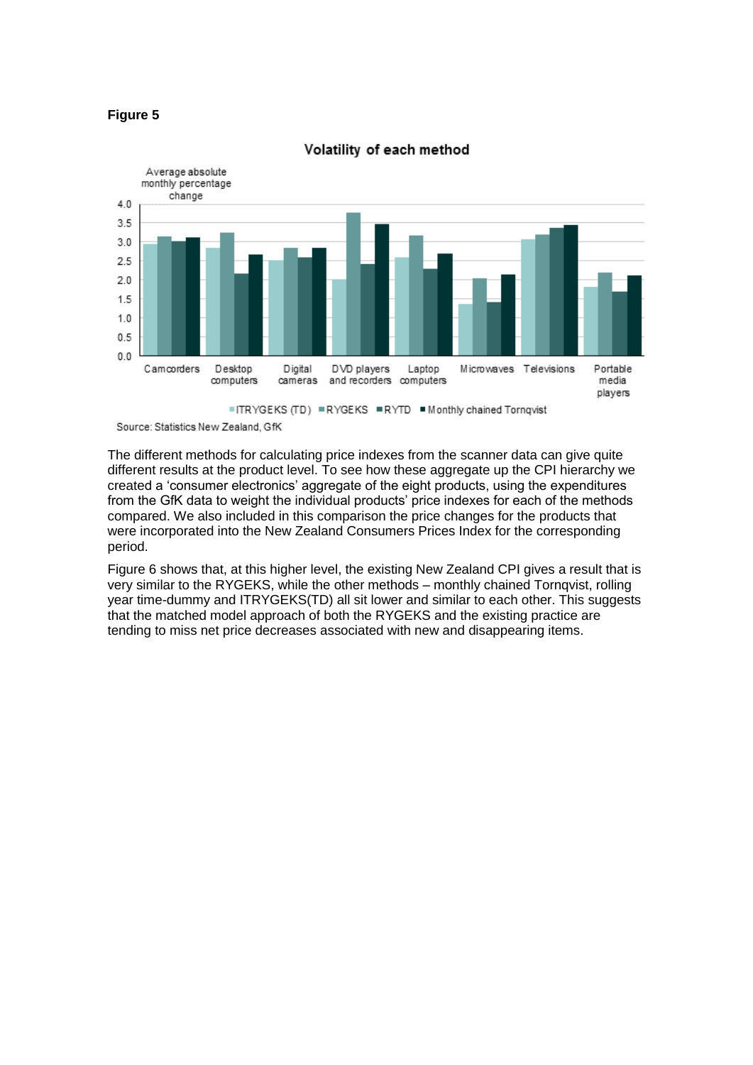**Figure 5**

The different methods for calculating price indexes from the scanner data can give quite different results at the product level. To see how these aggregate up the CPI hierarchy we created a ‘consumer electronics’ aggregate of the eight products, using the expenditures from the GfK data to weight the individual products’ price indexes for each of the methods compared. We also included in this comparison the price changes for the products that were incorporated into the New Zealand Consumers Prices Index for the corresponding period.

Figure 6 shows that, at this higher level, the existing New Zealand CPI gives a result that is very similar to the RYGEKS, while the other methods – monthly chained Tornqvist, rolling year time-dummy and ITRYGEKS(TD) all sit lower and similar to each other. This suggests that the matched model approach of both the RYGEKS and the existing practice are tending to miss net price decreases associated with new and disappearing items.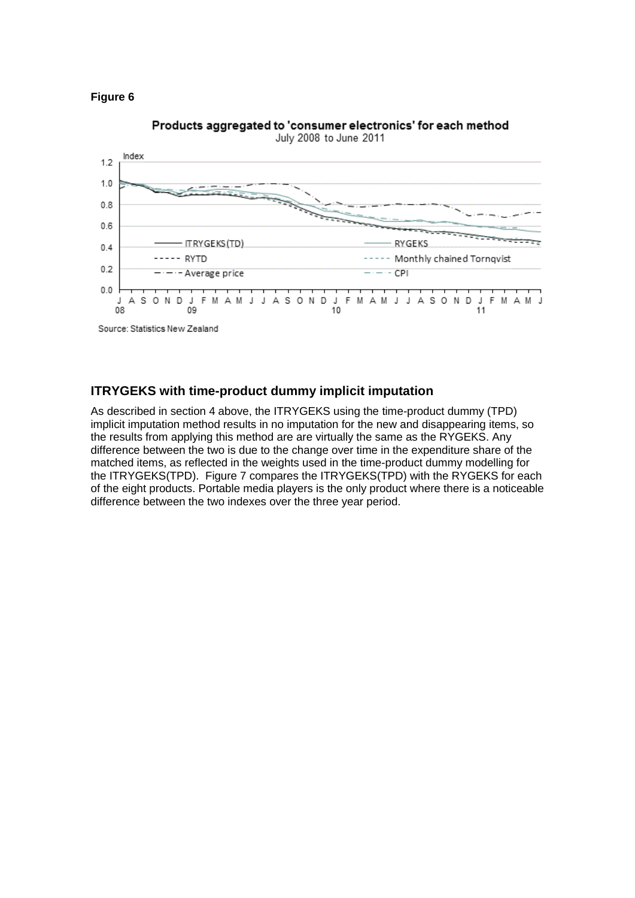**Figure 6**

Products aggregated to 'consumer electronics' for each method
July 2008 to June 2011

Source: Statistics New Zealand

## ITRYGEKS with time-product dummy implicit imputation

As described in section 4 above, the ITRYGEKS using the time-product dummy (TPD) implicit imputation method results in no imputation for the new and disappearing items, so the results from applying this method are are virtually the same as the RYGEKS. Any difference between the two is due to the change over time in the expenditure share of the matched items, as reflected in the weights used in the time-product dummy modelling for the ITRYGEKS(TPD). Figure 7 compares the ITRYGEKS(TPD) with the RYGEKS for each of the eight products. Portable media players is the only product where there is a noticeable difference between the two indexes over the three year period.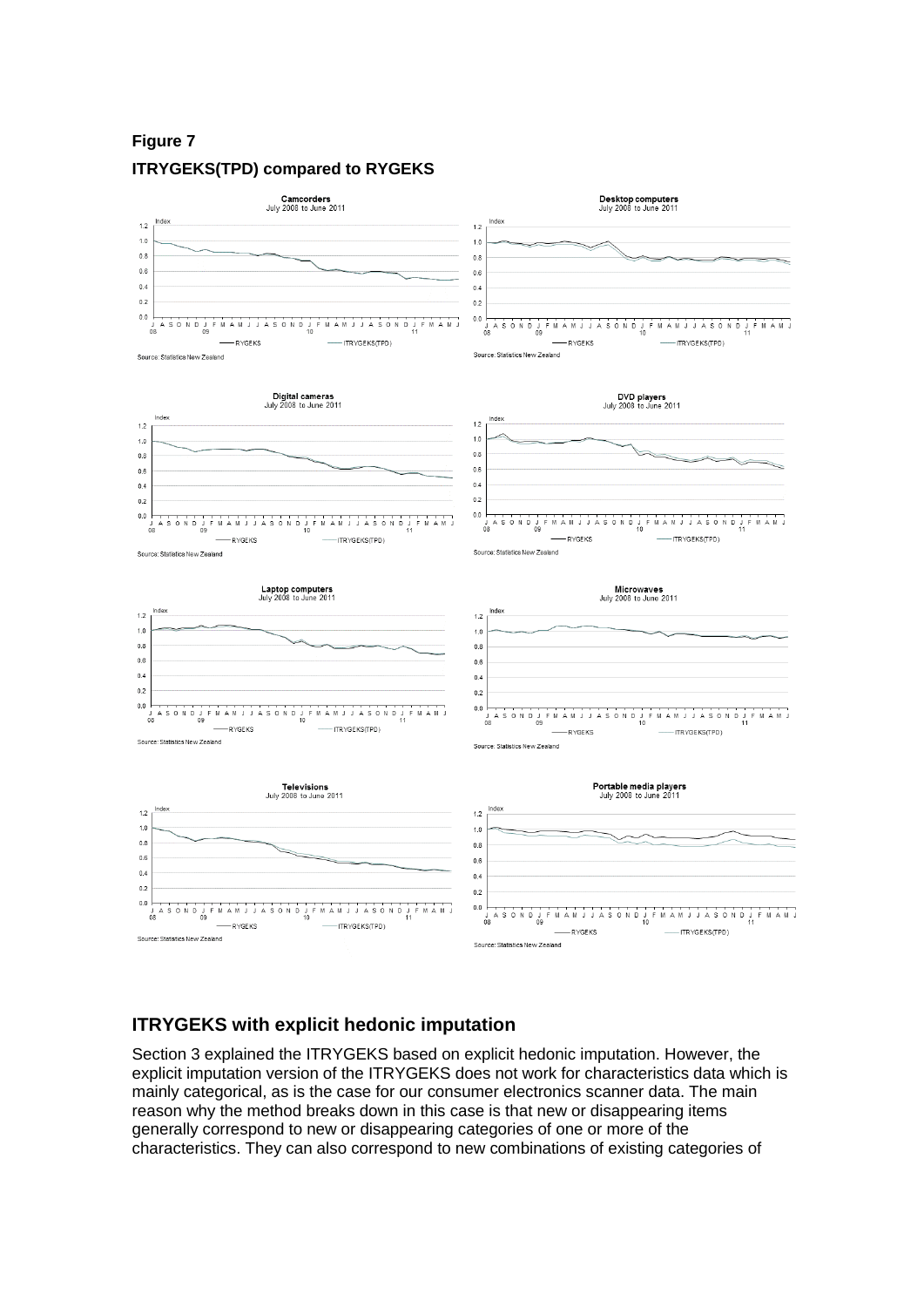**Figure 7**

**ITRYGEKS(TPD) compared to RYGEKS**

## ITRYGEKS with explicit hedonic imputation

Section 3 explained the ITRYGEKS based on explicit hedonic imputation. However, the explicit imputation version of the ITRYGEKS does not work for characteristics data which is mainly categorical, as is the case for our consumer electronics scanner data. The main reason why the method breaks down in this case is that new or disappearing items generally correspond to new or disappearing categories of one or more of the characteristics. They can also correspond to new combinations of existing categories of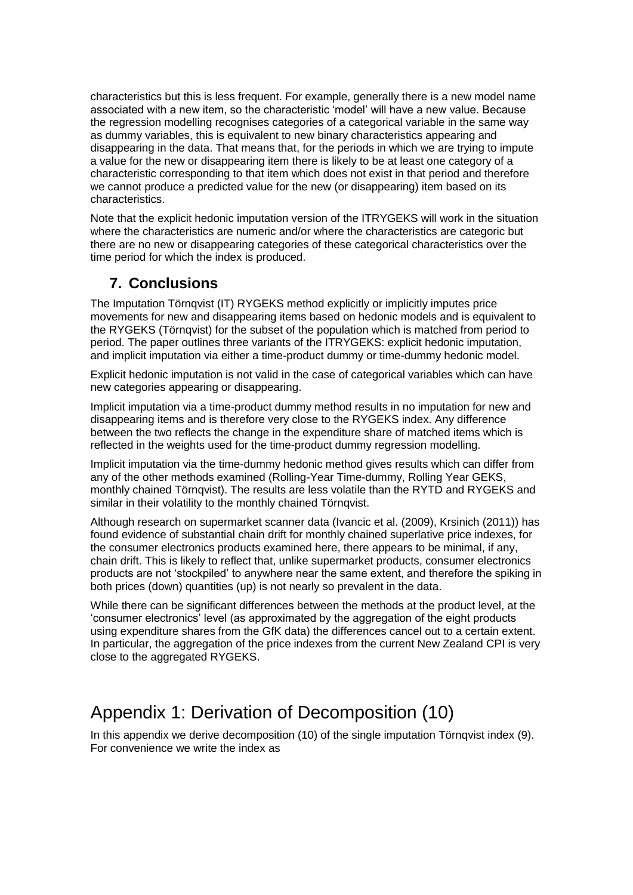characteristics but this is less frequent. For example, generally there is a new model name associated with a new item, so the characteristic 'model' will have a new value. Because the regression modelling recognises categories of a categorical variable in the same way as dummy variables, this is equivalent to new binary characteristics appearing and disappearing in the data. That means that, for the periods in which we are trying to impute a value for the new or disappearing item there is likely to be at least one category of a characteristic corresponding to that item which does not exist in that period and therefore we cannot produce a predicted value for the new (or disappearing) item based on its characteristics.

Note that the explicit hedonic imputation version of the ITRYGEKS will work in the situation where the characteristics are numeric and/or where the characteristics are categoric but there are no new or disappearing categories of these categorical characteristics over the time period for which the index is produced.

## 7. Conclusions

The Imputation Törnqvist (IT) RYGEKS method explicitly or implicitly imputes price movements for new and disappearing items based on hedonic models and is equivalent to the RYGEKS (Törnqvist) for the subset of the population which is matched from period to period. The paper outlines three variants of the ITRYGEKS: explicit hedonic imputation, and implicit imputation via either a time-product dummy or time-dummy hedonic model.

Explicit hedonic imputation is not valid in the case of categorical variables which can have new categories appearing or disappearing.

Implicit imputation via a time-product dummy method results in no imputation for new and disappearing items and is therefore very close to the RYGEKS index. Any difference between the two reflects the change in the expenditure share of matched items which is reflected in the weights used for the time-product dummy regression modelling.

Implicit imputation via the time-dummy hedonic method gives results which can differ from any of the other methods examined (Rolling-Year Time-dummy, Rolling Year GEKS, monthly chained Törnqvist). The results are less volatile than the RYTD and RYGEKS and similar in their volatility to the monthly chained Törnqvist.

Although research on supermarket scanner data (Ivancic et al. (2009), Krsinich (2011)) has found evidence of substantial chain drift for monthly chained superlative price indexes, for the consumer electronics products examined here, there appears to be minimal, if any, chain drift. This is likely to reflect that, unlike supermarket products, consumer electronics products are not 'stockpiled' to anywhere near the same extent, and therefore the spiking in both prices (down) quantities (up) is not nearly so prevalent in the data.

While there can be significant differences between the methods at the product level, at the 'consumer electronics' level (as approximated by the aggregation of the eight products using expenditure shares from the GfK data) the differences cancel out to a certain extent. In particular, the aggregation of the price indexes from the current New Zealand CPI is very close to the aggregated RYGEKS.

# Appendix 1: Derivation of Decomposition (10)

In this appendix we derive decomposition (10) of the single imputation Törnqvist index (9). For convenience we write the index as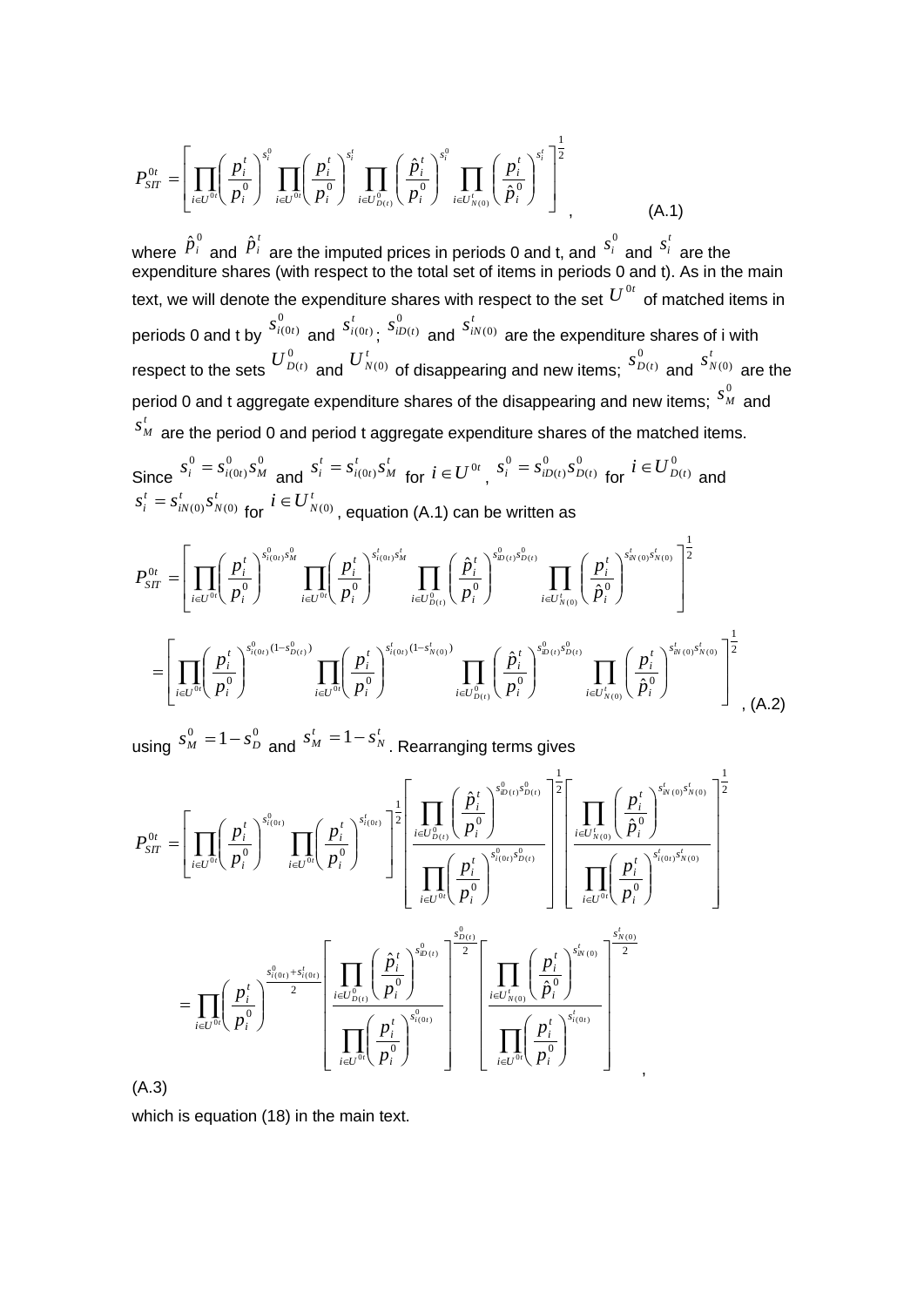$$P_{SIT}^{0t} = \left[ \prod_{i \in U^{0t}} \left( \frac{p_i^t}{p_i^0} \right)^{s_i^0} \prod_{i \in U^{0t}} \left( \frac{p_i^t}{p_i^0} \right)^{s_i^t} \prod_{i \in U_{D(t)}^0} \left( \frac{\hat{p}_i^t}{p_i^0} \right)^{s_i^0} \prod_{i \in U_{N(0)}^t} \left( \frac{p_i^t}{\hat{p}_i^0} \right)^{s_i^t} \right]^{\frac{1}{2}}, \qquad \text{(A.1)}$$

where $\hat{p}_i^0$ and $\hat{p}_i^t$ are the imputed prices in periods 0 and t, and $s_i^0$ and $s_i^t$ are the expenditure shares (with respect to the total set of items in periods 0 and t). As in the main text, we will denote the expenditure shares with respect to the set $U^{0t}$ of matched items in periods 0 and t by $s_{i(0t)}^0$ and $s_{i(0t)}^t$; $s_{iD(t)}^0$ and $s_{iN(0)}^t$ are the expenditure shares of i with respect to the sets $U_{D(t)}^0$ and $U_{N(0)}^t$ of disappearing and new items; $s_{D(t)}^0$ and $s_{N(0)}^t$ are the period 0 and t aggregate expenditure shares of the disappearing and new items; $s_M^0$ and $s_M^t$ are the period 0 and period t aggregate expenditure shares of the matched items.

Since $s_i^0 = s_{i(0t)}^0 s_M^0$ and $s_i^t = s_{i(0t)}^t s_M^t$ for $i \in U^{0t}$, $s_i^0 = s_{iD(t)}^0 s_{D(t)}^0$ for $i \in U_{D(t)}^0$ and $s_i^t = s_{iN(0)}^t s_{N(0)}^t$ for $i \in U_{N(0)}^t$, equation (A.1) can be written as

$$P_{SIT}^{0t} = \left[ \prod_{i \in U^{0t}} \left( \frac{p_i^t}{p_i^0} \right)^{s_{i(0t)}^0 s_M^0} \prod_{i \in U^{0t}} \left( \frac{p_i^t}{p_i^0} \right)^{s_{i(0t)}^t s_M^t} \prod_{i \in U_{D(t)}^0} \left( \frac{\hat{p}_i^t}{p_i^0} \right)^{s_{iD(t)}^0 s_{D(t)}^0} \prod_{i \in U_{N(0)}^t} \left( \frac{p_i^t}{\hat{p}_i^0} \right)^{s_{iN(0)}^t s_{N(0)}^t} \right]^{\frac{1}{2}}$$

$$= \left[ \prod_{i \in U^{0t}} \left( \frac{p_i^t}{p_i^0} \right)^{s_{i(0t)}^0 (1 - s_{D(t)}^0)} \prod_{i \in U^{0t}} \left( \frac{p_i^t}{p_i^0} \right)^{s_{i(0t)}^t (1 - s_{N(0)}^t)} \prod_{i \in U_{D(t)}^0} \left( \frac{\hat{p}_i^t}{p_i^0} \right)^{s_{iD(t)}^0 s_{D(t)}^0} \prod_{i \in U_{N(0)}^t} \left( \frac{p_i^t}{\hat{p}_i^0} \right)^{s_{iN(0)}^t s_{N(0)}^t} \right]^{\frac{1}{2}}, \qquad \text{(A.2)}$$

using $s_M^0 = 1 - s_D^0$ and $s_M^t = 1 - s_N^t$. Rearranging terms gives

$$P_{SIT}^{0t} = \left[ \prod_{i \in U^{0t}} \left( \frac{p_i^t}{p_i^0} \right)^{s_{i(0t)}^0} \prod_{i \in U^{0t}} \left( \frac{p_i^t}{p_i^0} \right)^{s_{i(0t)}^t} \right]^{\frac{1}{2}} \left[ \frac{\prod_{i \in U_{D(t)}^0} \left( \frac{\hat{p}_i^t}{p_i^0} \right)^{s_{iD(t)}^0 s_{D(t)}^0}}{\prod_{i \in U^{0t}} \left( \frac{p_i^t}{p_i^0} \right)^{s_{i(0t)}^0 s_{D(t)}^0}} \right]^{\frac{1}{2}} \left[ \frac{\prod_{i \in U_{N(0)}^t} \left( \frac{p_i^t}{\hat{p}_i^0} \right)^{s_{iN(0)}^t s_{N(0)}^t}}{\prod_{i \in U^{0t}} \left( \frac{p_i^t}{p_i^0} \right)^{s_{i(0t)}^t s_{N(0)}^t}} \right]^{\frac{1}{2}}$$

$$= \prod_{i \in U^{0t}} \left( \frac{p_i^t}{p_i^0} \right)^{\frac{s_{i(0t)}^0 + s_{i(0t)}^t}{2}} \left[ \frac{\prod_{i \in U_{D(t)}^0} \left( \frac{\hat{p}_i^t}{p_i^0} \right)^{s_{iD(t)}^0}}{\prod_{i \in U^{0t}} \left( \frac{p_i^t}{p_i^0} \right)^{s_{i(0t)}^0}} \right]^{\frac{s_{D(t)}^0}{2}} \left[ \frac{\prod_{i \in U_{N(0)}^t} \left( \frac{p_i^t}{\hat{p}_i^0} \right)^{s_{iN(0)}^t}}{\prod_{i \in U^{0t}} \left( \frac{p_i^t}{p_i^0} \right)^{s_{i(0t)}^t}} \right]^{\frac{s_{N(0)}^t}{2}},$$

(A.3)

which is equation (18) in the main text.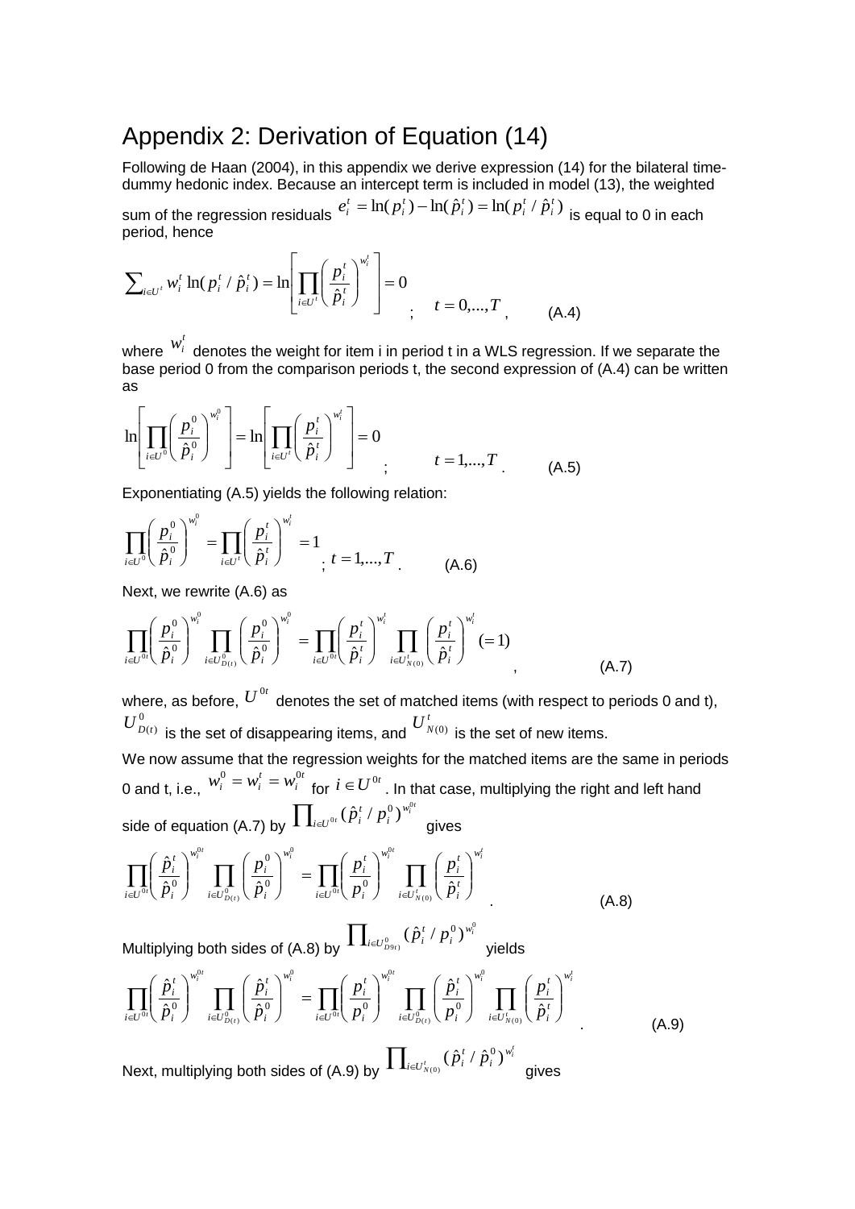## Appendix 2: Derivation of Equation (14)

Following de Haan (2004), in this appendix we derive expression (14) for the bilateral time-dummy hedonic index. Because an intercept term is included in model (13), the weighted sum of the regression residuals $e_i^t = \ln(p_i^t) - \ln(\hat{p}_i^t) = \ln(p_i^t / \hat{p}_i^t)$ is equal to 0 in each period, hence

$$\sum_{i \in U^t} w_i^t \ln(p_i^t / \hat{p}_i^t) = \ln\left[\prod_{i \in U^t}\left(\frac{p_i^t}{\hat{p}_i^t}\right)^{w_i^t}\right] = 0 \quad ; \quad t = 0,...,T, \qquad \text{(A.4)}$$

where $w_i^t$ denotes the weight for item i in period t in a WLS regression. If we separate the base period 0 from the comparison periods t, the second expression of (A.4) can be written as

$$\ln\left[\prod_{i \in U^0}\left(\frac{p_i^0}{\hat{p}_i^0}\right)^{w_i^0}\right] = \ln\left[\prod_{i \in U^t}\left(\frac{p_i^t}{\hat{p}_i^t}\right)^{w_i^t}\right] = 0 \quad ; \quad t = 1,...,T. \qquad \text{(A.5)}$$

Exponentiating (A.5) yields the following relation:

$$\prod_{i \in U^0}\left(\frac{p_i^0}{\hat{p}_i^0}\right)^{w_i^0} = \prod_{i \in U^t}\left(\frac{p_i^t}{\hat{p}_i^t}\right)^{w_i^t} = 1 \quad ; \ t = 1,...,T. \qquad \text{(A.6)}$$

Next, we rewrite (A.6) as

$$\prod_{i \in U^{0t}}\left(\frac{p_i^0}{\hat{p}_i^0}\right)^{w_i^0} \prod_{i \in U^0_{D(t)}}\left(\frac{p_i^0}{\hat{p}_i^0}\right)^{w_i^0} = \prod_{i \in U^{0t}}\left(\frac{p_i^t}{\hat{p}_i^t}\right)^{w_i^t} \prod_{i \in U^t_{N(0)}}\left(\frac{p_i^t}{\hat{p}_i^t}\right)^{w_i^t} (=1), \qquad \text{(A.7)}$$

where, as before, $U^{0t}$ denotes the set of matched items (with respect to periods 0 and t), $U^0_{D(t)}$ is the set of disappearing items, and $U^t_{N(0)}$ is the set of new items.

We now assume that the regression weights for the matched items are the same in periods 0 and t, i.e., $w_i^0 = w_i^t = w_i^{0t}$ for $i \in U^{0t}$. In that case, multiplying the right and left hand side of equation (A.7) by $\prod_{i \in U^{0t}} (\hat{p}_i^t / p_i^0)^{w_i^{0t}}$ gives

$$\prod_{i \in U^{0t}}\left(\frac{\hat{p}_i^t}{\hat{p}_i^0}\right)^{w_i^{0t}} \prod_{i \in U^0_{D(t)}}\left(\frac{p_i^0}{\hat{p}_i^0}\right)^{w_i^0} = \prod_{i \in U^{0t}}\left(\frac{p_i^t}{p_i^0}\right)^{w_i^{0t}} \prod_{i \in U^t_{N(0)}}\left(\frac{p_i^t}{\hat{p}_i^t}\right)^{w_i^t}. \qquad \text{(A.8)}$$

Multiplying both sides of (A.8) by $\prod_{i \in U^0_{D9t)}} (\hat{p}_i^t / p_i^0)^{w_i^0}$ yields

$$\prod_{i \in U^{0t}}\left(\frac{\hat{p}_i^t}{\hat{p}_i^0}\right)^{w_i^{0t}} \prod_{i \in U^0_{D(t)}}\left(\frac{\hat{p}_i^t}{\hat{p}_i^0}\right)^{w_i^0} = \prod_{i \in U^{0t}}\left(\frac{p_i^t}{p_i^0}\right)^{w_i^{0t}} \prod_{i \in U^0_{D(t)}}\left(\frac{\hat{p}_i^t}{p_i^0}\right)^{w_i^0} \prod_{i \in U^t_{N(0)}}\left(\frac{p_i^t}{\hat{p}_i^t}\right)^{w_i^t}. \qquad \text{(A.9)}$$

Next, multiplying both sides of (A.9) by $\prod_{i \in U^t_{N(0)}} (\hat{p}_i^t / \hat{p}_i^0)^{w_i^t}$ gives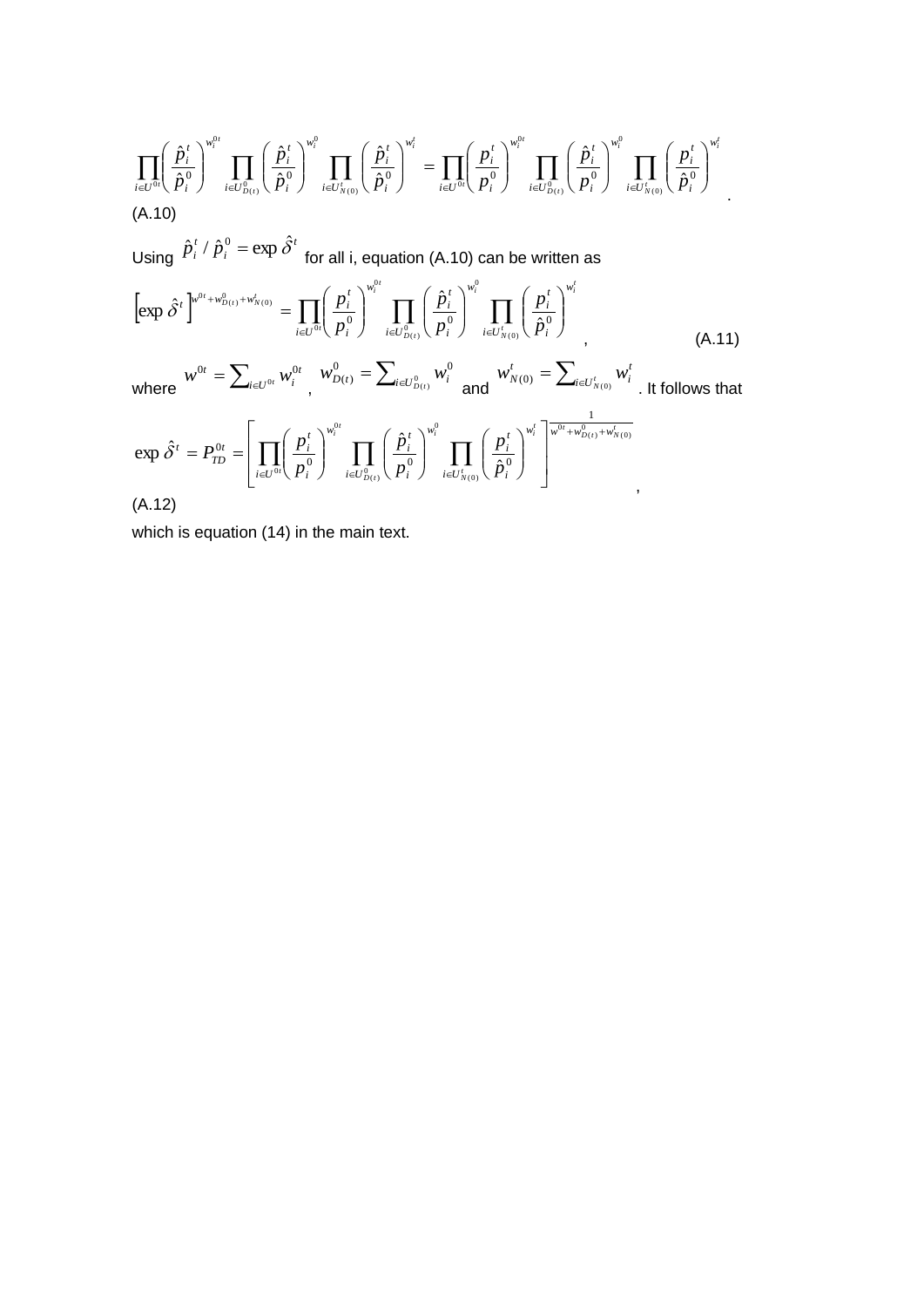$$\prod_{i \in U^{0t}} \left( \frac{\hat{p}_i^t}{\hat{p}_i^0} \right)^{w_i^{0t}} \prod_{i \in U_{D(t)}^0} \left( \frac{\hat{p}_i^t}{\hat{p}_i^0} \right)^{w_i^0} \prod_{i \in U_{N(0)}^t} \left( \frac{\hat{p}_i^t}{\hat{p}_i^0} \right)^{w_i^t} = \prod_{i \in U^{0t}} \left( \frac{p_i^t}{p_i^0} \right)^{w_i^{0t}} \prod_{i \in U_{D(t)}^0} \left( \frac{\hat{p}_i^t}{p_i^0} \right)^{w_i^0} \prod_{i \in U_{N(0)}^t} \left( \frac{p_i^t}{\hat{p}_i^0} \right)^{w_i^t} .$$

(A.10)

Using $\hat{p}_i^t / \hat{p}_i^0 = \exp \hat{\delta}^t$ for all i, equation (A.10) can be written as

$$\left[ \exp \hat{\delta}^t \right]^{w^{0t} + w_{D(t)}^0 + w_{N(0)}^t} = \prod_{i \in U^{0t}} \left( \frac{p_i^t}{p_i^0} \right)^{w_i^{0t}} \prod_{i \in U_{D(t)}^0} \left( \frac{\hat{p}_i^t}{p_i^0} \right)^{w_i^0} \prod_{i \in U_{N(0)}^t} \left( \frac{p_i^t}{\hat{p}_i^0} \right)^{w_i^t} , \qquad \text{(A.11)}$$

where $w^{0t} = \sum_{i \in U^{0t}} w_i^{0t}$, $w_{D(t)}^0 = \sum_{i \in U_{D(t)}^0} w_i^0$ and $w_{N(0)}^t = \sum_{i \in U_{N(0)}^t} w_i^t$. It follows that

$$\exp \hat{\delta}^t = P_{TD}^{0t} = \left[ \prod_{i \in U^{0t}} \left( \frac{p_i^t}{p_i^0} \right)^{w_i^{0t}} \prod_{i \in U_{D(t)}^0} \left( \frac{\hat{p}_i^t}{p_i^0} \right)^{w_i^0} \prod_{i \in U_{N(0)}^t} \left( \frac{p_i^t}{\hat{p}_i^0} \right)^{w_i^t} \right]^{\frac{1}{w^{0t} + w_{D(t)}^0 + w_{N(0)}^t}} ,$$

(A.12)

which is equation (14) in the main text.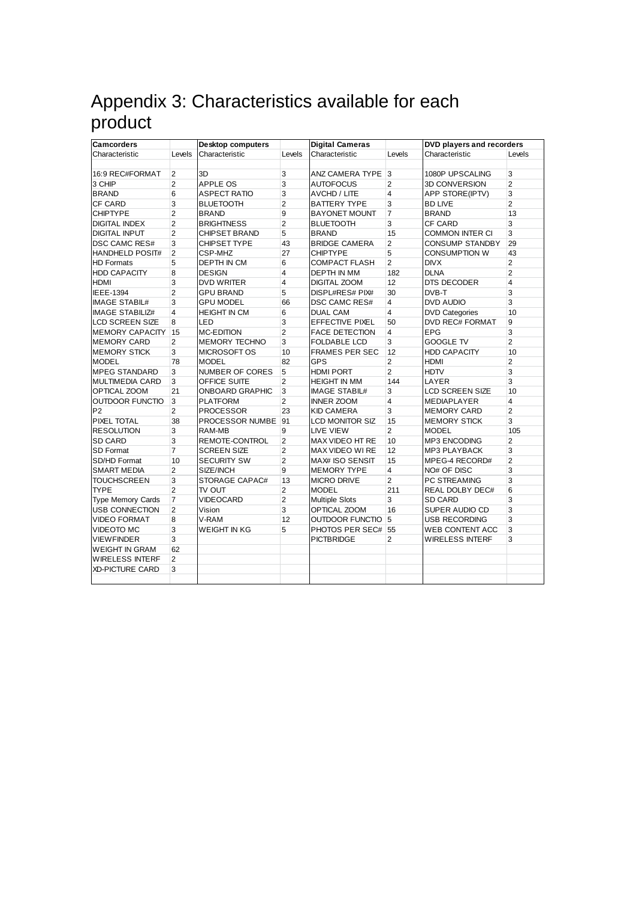# Appendix 3: Characteristics available for each product

| Camcorders | | Desktop computers | | Digital Cameras | | DVD players and recorders | |
|---|---|---|---|---|---|---|---|
| Characteristic | Levels | Characteristic | Levels | Characteristic | Levels | Characteristic | Levels |
| | | | | | | | |
| 16:9 REC#FORMAT | 2 | 3D | 3 | ANZ CAMERA TYPE | 3 | 1080P UPSCALING | 3 |
| 3 CHIP | 2 | APPLE OS | 3 | AUTOFOCUS | 2 | 3D CONVERSION | 2 |
| BRAND | 6 | ASPECT RATIO | 3 | AVCHD / LITE | 4 | APP STORE(IPTV) | 3 |
| CF CARD | 3 | BLUETOOTH | 2 | BATTERY TYPE | 3 | BD LIVE | 2 |
| CHIPTYPE | 2 | BRAND | 9 | BAYONET MOUNT | 7 | BRAND | 13 |
| DIGITAL INDEX | 2 | BRIGHTNESS | 2 | BLUETOOTH | 3 | CF CARD | 3 |
| DIGITAL INPUT | 2 | CHIPSET BRAND | 5 | BRAND | 15 | COMMON INTER CI | 3 |
| DSC CAMC RES# | 3 | CHIPSET TYPE | 43 | BRIDGE CAMERA | 2 | CONSUMP STANDBY | 29 |
| HANDHELD POSIT# | 2 | CSP-MHZ | 27 | CHIPTYPE | 5 | CONSUMPTION W | 43 |
| HD Formats | 5 | DEPTH IN CM | 6 | COMPACT FLASH | 2 | DIVX | 2 |
| HDD CAPACITY | 8 | DESIGN | 4 | DEPTH IN MM | 182 | DLNA | 2 |
| HDMI | 3 | DVD WRITER | 4 | DIGITAL ZOOM | 12 | DTS DECODER | 4 |
| IEEE-1394 | 2 | GPU BRAND | 5 | DISPL#RES# PIX# | 30 | DVB-T | 3 |
| IMAGE STABIL# | 3 | GPU MODEL | 66 | DSC CAMC RES# | 4 | DVD AUDIO | 3 |
| IMAGE STABILIZ# | 4 | HEIGHT IN CM | 6 | DUAL CAM | 4 | DVD Categories | 10 |
| LCD SCREEN SIZE | 8 | LED | 3 | EFFECTIVE PIXEL | 50 | DVD REC# FORMAT | 9 |
| MEMORY CAPACITY | 15 | MC-EDITION | 2 | FACE DETECTION | 4 | EPG | 3 |
| MEMORY CARD | 2 | MEMORY TECHNO | 3 | FOLDABLE LCD | 3 | GOOGLE TV | 2 |
| MEMORY STICK | 3 | MICROSOFT OS | 10 | FRAMES PER SEC | 12 | HDD CAPACITY | 10 |
| MODEL | 78 | MODEL | 82 | GPS | 2 | HDMI | 2 |
| MPEG STANDARD | 3 | NUMBER OF CORES | 5 | HDMI PORT | 2 | HDTV | 3 |
| MULTIMEDIA CARD | 3 | OFFICE SUITE | 2 | HEIGHT IN MM | 144 | LAYER | 3 |
| OPTICAL ZOOM | 21 | ONBOARD GRAPHIC | 3 | IMAGE STABIL# | 3 | LCD SCREEN SIZE | 10 |
| OUTDOOR FUNCTIO | 3 | PLATFORM | 2 | INNER ZOOM | 4 | MEDIAPLAYER | 4 |
| P2 | 2 | PROCESSOR | 23 | KID CAMERA | 3 | MEMORY CARD | 2 |
| PIXEL TOTAL | 38 | PROCESSOR NUMBE | 91 | LCD MONITOR SIZ | 15 | MEMORY STICK | 3 |
| RESOLUTION | 3 | RAM-MB | 9 | LIVE VIEW | 2 | MODEL | 105 |
| SD CARD | 3 | REMOTE-CONTROL | 2 | MAX VIDEO HT RE | 10 | MP3 ENCODING | 2 |
| SD Format | 7 | SCREEN SIZE | 2 | MAX VIDEO WI RE | 12 | MP3 PLAYBACK | 3 |
| SD/HD Format | 10 | SECURITY SW | 2 | MAX# ISO SENSIT | 15 | MPEG-4 RECORD# | 2 |
| SMART MEDIA | 2 | SIZE/INCH | 9 | MEMORY TYPE | 4 | NO# OF DISC | 3 |
| TOUCHSCREEN | 3 | STORAGE CAPAC# | 13 | MICRO DRIVE | 2 | PC STREAMING | 3 |
| TYPE | 2 | TV OUT | 2 | MODEL | 211 | REAL DOLBY DEC# | 6 |
| Type Memory Cards | 7 | VIDEOCARD | 2 | Multiple Slots | 3 | SD CARD | 3 |
| USB CONNECTION | 2 | Vision | 3 | OPTICAL ZOOM | 16 | SUPER AUDIO CD | 3 |
| VIDEO FORMAT | 8 | V-RAM | 12 | OUTDOOR FUNCTIO | 5 | USB RECORDING | 3 |
| VIDEOTO MC | 3 | WEIGHT IN KG | 5 | PHOTOS PER SEC# | 55 | WEB CONTENT ACC | 3 |
| VIEWFINDER | 3 | | | PICTBRIDGE | 2 | WIRELESS INTERF | 3 |
| WEIGHT IN GRAM | 62 | | | | | | |
| WIRELESS INTERF | 2 | | | | | | |
| XD-PICTURE CARD | 3 | | | | | | |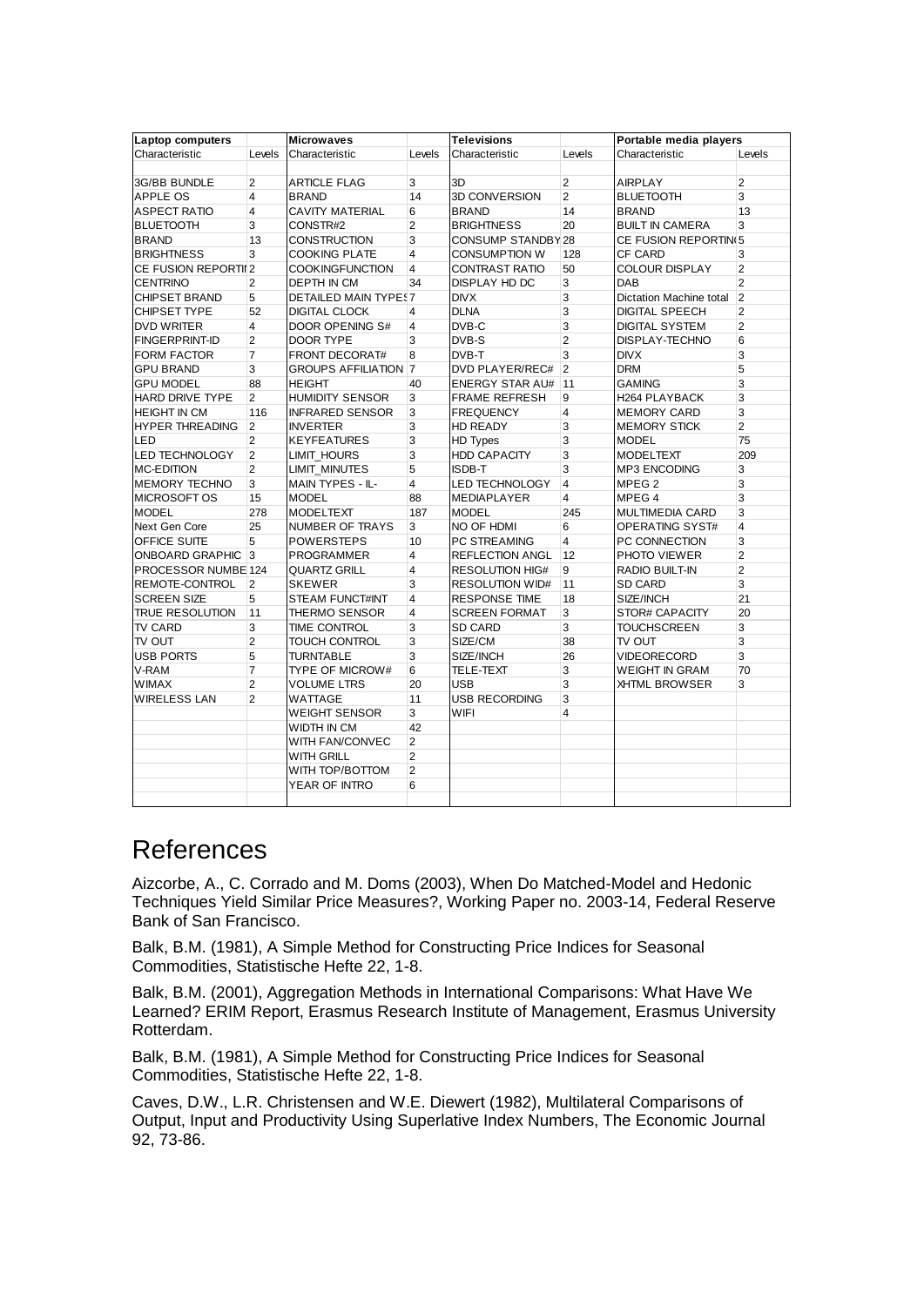| Laptop computers | | Microwaves | | Televisions | | Portable media players | |
|---|---|---|---|---|---|---|---|
| Characteristic | Levels | Characteristic | Levels | Characteristic | Levels | Characteristic | Levels |
| | | | | | | | |
| 3G/BB BUNDLE | 2 | ARTICLE FLAG | 3 | 3D | 2 | AIRPLAY | 2 |
| APPLE OS | 4 | BRAND | 14 | 3D CONVERSION | 2 | BLUETOOTH | 3 |
| ASPECT RATIO | 4 | CAVITY MATERIAL | 6 | BRAND | 14 | BRAND | 13 |
| BLUETOOTH | 3 | CONSTR#2 | 2 | BRIGHTNESS | 20 | BUILT IN CAMERA | 3 |
| BRAND | 13 | CONSTRUCTION | 3 | CONSUMP STANDBY | 28 | CE FUSION REPORTING | 5 |
| BRIGHTNESS | 3 | COOKING PLATE | 4 | CONSUMPTION W | 128 | CF CARD | 3 |
| CE FUSION REPORTII | 2 | COOKINGFUNCTION | 4 | CONTRAST RATIO | 50 | COLOUR DISPLAY | 2 |
| CENTRINO | 2 | DEPTH IN CM | 34 | DISPLAY HD DC | 3 | DAB | 2 |
| CHIPSET BRAND | 5 | DETAILED MAIN TYPES | 7 | DIVX | 3 | Dictation Machine total | 2 |
| CHIPSET TYPE | 52 | DIGITAL CLOCK | 4 | DLNA | 3 | DIGITAL SPEECH | 2 |
| DVD WRITER | 4 | DOOR OPENING S# | 4 | DVB-C | 3 | DIGITAL SYSTEM | 2 |
| FINGERPRINT-ID | 2 | DOOR TYPE | 3 | DVB-S | 2 | DISPLAY-TECHNO | 6 |
| FORM FACTOR | 7 | FRONT DECORAT# | 8 | DVB-T | 3 | DIVX | 3 |
| GPU BRAND | 3 | GROUPS AFFILIATION | 7 | DVD PLAYER/REC# | 2 | DRM | 5 |
| GPU MODEL | 88 | HEIGHT | 40 | ENERGY STAR AU# | 11 | GAMING | 3 |
| HARD DRIVE TYPE | 2 | HUMIDITY SENSOR | 3 | FRAME REFRESH | 9 | H264 PLAYBACK | 3 |
| HEIGHT IN CM | 116 | INFRARED SENSOR | 3 | FREQUENCY | 4 | MEMORY CARD | 3 |
| HYPER THREADING | 2 | INVERTER | 3 | HD READY | 3 | MEMORY STICK | 2 |
| LED | 2 | KEYFEATURES | 3 | HD Types | 3 | MODEL | 75 |
| LED TECHNOLOGY | 2 | LIMIT_HOURS | 3 | HDD CAPACITY | 3 | MODELTEXT | 209 |
| MC-EDITION | 2 | LIMIT_MINUTES | 5 | ISDB-T | 3 | MP3 ENCODING | 3 |
| MEMORY TECHNO | 3 | MAIN TYPES - IL- | 4 | LED TECHNOLOGY | 4 | MPEG 2 | 3 |
| MICROSOFT OS | 15 | MODEL | 88 | MEDIAPLAYER | 4 | MPEG 4 | 3 |
| MODEL | 278 | MODELTEXT | 187 | MODEL | 245 | MULTIMEDIA CARD | 3 |
| Next Gen Core | 25 | NUMBER OF TRAYS | 3 | NO OF HDMI | 6 | OPERATING SYST# | 4 |
| OFFICE SUITE | 5 | POWERSTEPS | 10 | PC STREAMING | 4 | PC CONNECTION | 3 |
| ONBOARD GRAPHIC | 3 | PROGRAMMER | 4 | REFLECTION ANGL | 12 | PHOTO VIEWER | 2 |
| PROCESSOR NUMBE | 124 | QUARTZ GRILL | 4 | RESOLUTION HIG# | 9 | RADIO BUILT-IN | 2 |
| REMOTE-CONTROL | 2 | SKEWER | 3 | RESOLUTION WID# | 11 | SD CARD | 3 |
| SCREEN SIZE | 5 | STEAM FUNCT#INT | 4 | RESPONSE TIME | 18 | SIZE/INCH | 21 |
| TRUE RESOLUTION | 11 | THERMO SENSOR | 4 | SCREEN FORMAT | 3 | STOR# CAPACITY | 20 |
| TV CARD | 3 | TIME CONTROL | 3 | SD CARD | 3 | TOUCHSCREEN | 3 |
| TV OUT | 2 | TOUCH CONTROL | 3 | SIZE/CM | 38 | TV OUT | 3 |
| USB PORTS | 5 | TURNTABLE | 3 | SIZE/INCH | 26 | VIDEORECORD | 3 |
| V-RAM | 7 | TYPE OF MICROW# | 6 | TELE-TEXT | 3 | WEIGHT IN GRAM | 70 |
| WIMAX | 2 | VOLUME LTRS | 20 | USB | 3 | XHTML BROWSER | 3 |
| WIRELESS LAN | 2 | WATTAGE | 11 | USB RECORDING | 3 | | |
| | | WEIGHT SENSOR | 3 | WIFI | 4 | | |
| | | WIDTH IN CM | 42 | | | | |
| | | WITH FAN/CONVEC | 2 | | | | |
| | | WITH GRILL | 2 | | | | |
| | | WITH TOP/BOTTOM | 2 | | | | |
| | | YEAR OF INTRO | 6 | | | | |

# References

Aizcorbe, A., C. Corrado and M. Doms (2003), When Do Matched-Model and Hedonic Techniques Yield Similar Price Measures?, Working Paper no. 2003-14, Federal Reserve Bank of San Francisco.

Balk, B.M. (1981), A Simple Method for Constructing Price Indices for Seasonal Commodities, Statistische Hefte 22, 1-8.

Balk, B.M. (2001), Aggregation Methods in International Comparisons: What Have We Learned? ERIM Report, Erasmus Research Institute of Management, Erasmus University Rotterdam.

Balk, B.M. (1981), A Simple Method for Constructing Price Indices for Seasonal Commodities, Statistische Hefte 22, 1-8.

Caves, D.W., L.R. Christensen and W.E. Diewert (1982), Multilateral Comparisons of Output, Input and Productivity Using Superlative Index Numbers, The Economic Journal 92, 73-86.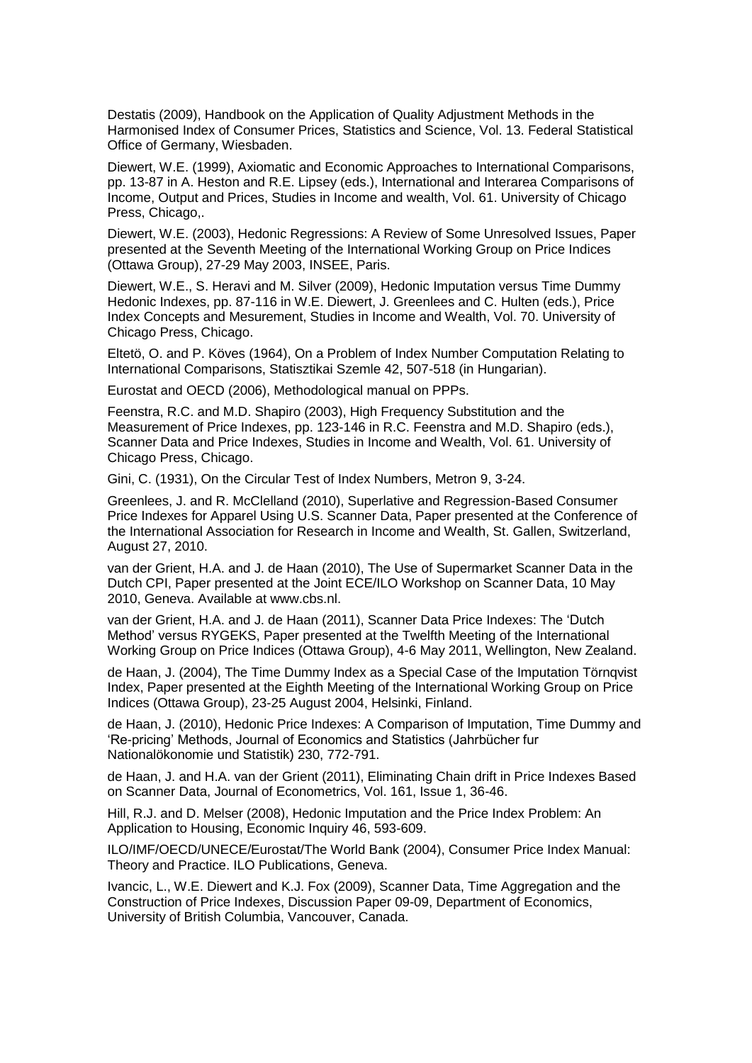Destatis (2009), Handbook on the Application of Quality Adjustment Methods in the Harmonised Index of Consumer Prices, Statistics and Science, Vol. 13. Federal Statistical Office of Germany, Wiesbaden.

Diewert, W.E. (1999), Axiomatic and Economic Approaches to International Comparisons, pp. 13-87 in A. Heston and R.E. Lipsey (eds.), International and Interarea Comparisons of Income, Output and Prices, Studies in Income and wealth, Vol. 61. University of Chicago Press, Chicago,.

Diewert, W.E. (2003), Hedonic Regressions: A Review of Some Unresolved Issues, Paper presented at the Seventh Meeting of the International Working Group on Price Indices (Ottawa Group), 27-29 May 2003, INSEE, Paris.

Diewert, W.E., S. Heravi and M. Silver (2009), Hedonic Imputation versus Time Dummy Hedonic Indexes, pp. 87-116 in W.E. Diewert, J. Greenlees and C. Hulten (eds.), Price Index Concepts and Mesurement, Studies in Income and Wealth, Vol. 70. University of Chicago Press, Chicago.

Eltetö, O. and P. Köves (1964), On a Problem of Index Number Computation Relating to International Comparisons, Statisztikai Szemle 42, 507-518 (in Hungarian).

Eurostat and OECD (2006), Methodological manual on PPPs.

Feenstra, R.C. and M.D. Shapiro (2003), High Frequency Substitution and the Measurement of Price Indexes, pp. 123-146 in R.C. Feenstra and M.D. Shapiro (eds.), Scanner Data and Price Indexes, Studies in Income and Wealth, Vol. 61. University of Chicago Press, Chicago.

Gini, C. (1931), On the Circular Test of Index Numbers, Metron 9, 3-24.

Greenlees, J. and R. McClelland (2010), Superlative and Regression-Based Consumer Price Indexes for Apparel Using U.S. Scanner Data, Paper presented at the Conference of the International Association for Research in Income and Wealth, St. Gallen, Switzerland, August 27, 2010.

van der Grient, H.A. and J. de Haan (2010), The Use of Supermarket Scanner Data in the Dutch CPI, Paper presented at the Joint ECE/ILO Workshop on Scanner Data, 10 May 2010, Geneva. Available at www.cbs.nl.

van der Grient, H.A. and J. de Haan (2011), Scanner Data Price Indexes: The 'Dutch Method' versus RYGEKS, Paper presented at the Twelfth Meeting of the International Working Group on Price Indices (Ottawa Group), 4-6 May 2011, Wellington, New Zealand.

de Haan, J. (2004), The Time Dummy Index as a Special Case of the Imputation Törnqvist Index, Paper presented at the Eighth Meeting of the International Working Group on Price Indices (Ottawa Group), 23-25 August 2004, Helsinki, Finland.

de Haan, J. (2010), Hedonic Price Indexes: A Comparison of Imputation, Time Dummy and 'Re-pricing' Methods, Journal of Economics and Statistics (Jahrbücher fur Nationalökonomie und Statistik) 230, 772-791.

de Haan, J. and H.A. van der Grient (2011), Eliminating Chain drift in Price Indexes Based on Scanner Data, Journal of Econometrics, Vol. 161, Issue 1, 36-46.

Hill, R.J. and D. Melser (2008), Hedonic Imputation and the Price Index Problem: An Application to Housing, Economic Inquiry 46, 593-609.

ILO/IMF/OECD/UNECE/Eurostat/The World Bank (2004), Consumer Price Index Manual: Theory and Practice. ILO Publications, Geneva.

Ivancic, L., W.E. Diewert and K.J. Fox (2009), Scanner Data, Time Aggregation and the Construction of Price Indexes, Discussion Paper 09-09, Department of Economics, University of British Columbia, Vancouver, Canada.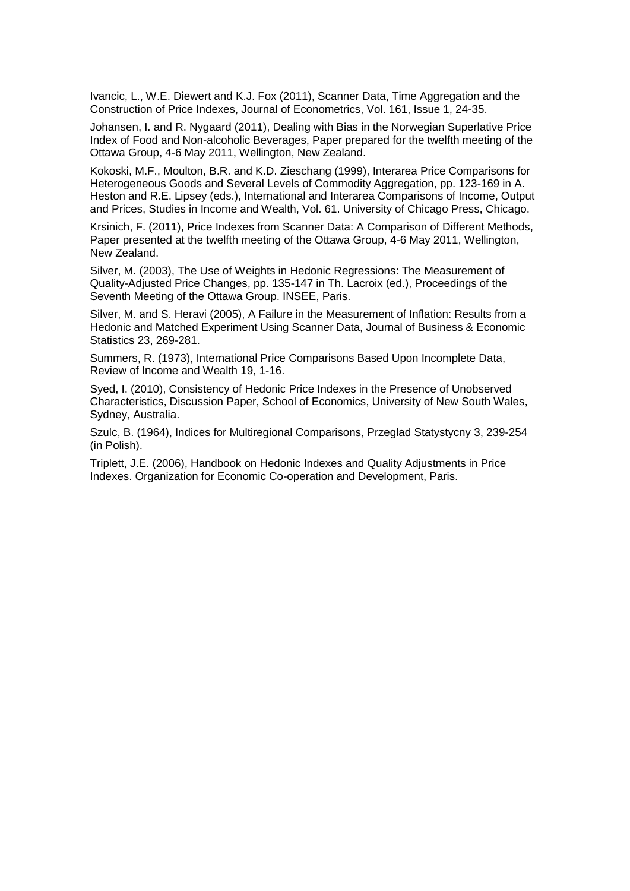Ivancic, L., W.E. Diewert and K.J. Fox (2011), Scanner Data, Time Aggregation and the Construction of Price Indexes, Journal of Econometrics, Vol. 161, Issue 1, 24-35.

Johansen, I. and R. Nygaard (2011), Dealing with Bias in the Norwegian Superlative Price Index of Food and Non-alcoholic Beverages, Paper prepared for the twelfth meeting of the Ottawa Group, 4-6 May 2011, Wellington, New Zealand.

Kokoski, M.F., Moulton, B.R. and K.D. Zieschang (1999), Interarea Price Comparisons for Heterogeneous Goods and Several Levels of Commodity Aggregation, pp. 123-169 in A. Heston and R.E. Lipsey (eds.), International and Interarea Comparisons of Income, Output and Prices, Studies in Income and Wealth, Vol. 61. University of Chicago Press, Chicago.

Krsinich, F. (2011), Price Indexes from Scanner Data: A Comparison of Different Methods, Paper presented at the twelfth meeting of the Ottawa Group, 4-6 May 2011, Wellington, New Zealand.

Silver, M. (2003), The Use of Weights in Hedonic Regressions: The Measurement of Quality-Adjusted Price Changes, pp. 135-147 in Th. Lacroix (ed.), Proceedings of the Seventh Meeting of the Ottawa Group. INSEE, Paris.

Silver, M. and S. Heravi (2005), A Failure in the Measurement of Inflation: Results from a Hedonic and Matched Experiment Using Scanner Data, Journal of Business & Economic Statistics 23, 269-281.

Summers, R. (1973), International Price Comparisons Based Upon Incomplete Data, Review of Income and Wealth 19, 1-16.

Syed, I. (2010), Consistency of Hedonic Price Indexes in the Presence of Unobserved Characteristics, Discussion Paper, School of Economics, University of New South Wales, Sydney, Australia.

Szulc, B. (1964), Indices for Multiregional Comparisons, Przeglad Statystycny 3, 239-254 (in Polish).

Triplett, J.E. (2006), Handbook on Hedonic Indexes and Quality Adjustments in Price Indexes. Organization for Economic Co-operation and Development, Paris.